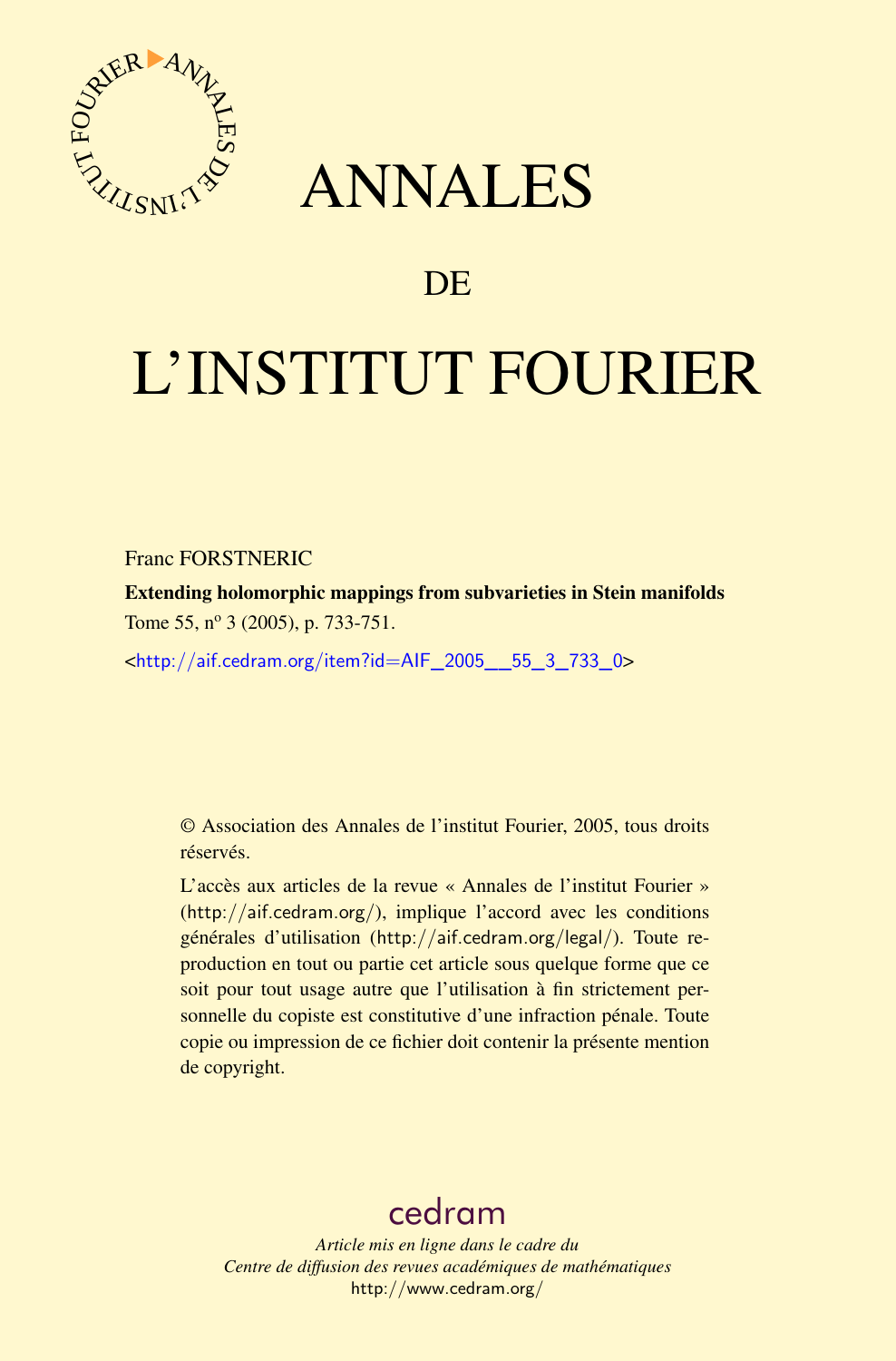# ANNALES

## DE

# L'INSTITUT FOURIER

Franc FORSTNERIC

**Extending holomorphic mappings from subvarieties in Stein manifolds**

Tome 55, n° 3 (2005), p. 733-751.

<http://aif.cedram.org/item?id=AIF_2005__55_3_733_0>

© Association des Annales de l'institut Fourier, 2005, tous droits réservés.

L'accès aux articles de la revue « Annales de l'institut Fourier » (http://aif.cedram.org/), implique l'accord avec les conditions générales d'utilisation (http://aif.cedram.org/legal/). Toute reproduction en tout ou partie cet article sous quelque forme que ce soit pour tout usage autre que l'utilisation à fin strictement personnelle du copiste est constitutive d'une infraction pénale. Toute copie ou impression de ce fichier doit contenir la présente mention de copyright.

cedram

*Article mis en ligne dans le cadre du*
*Centre de diffusion des revues académiques de mathématiques*
http://www.cedram.org/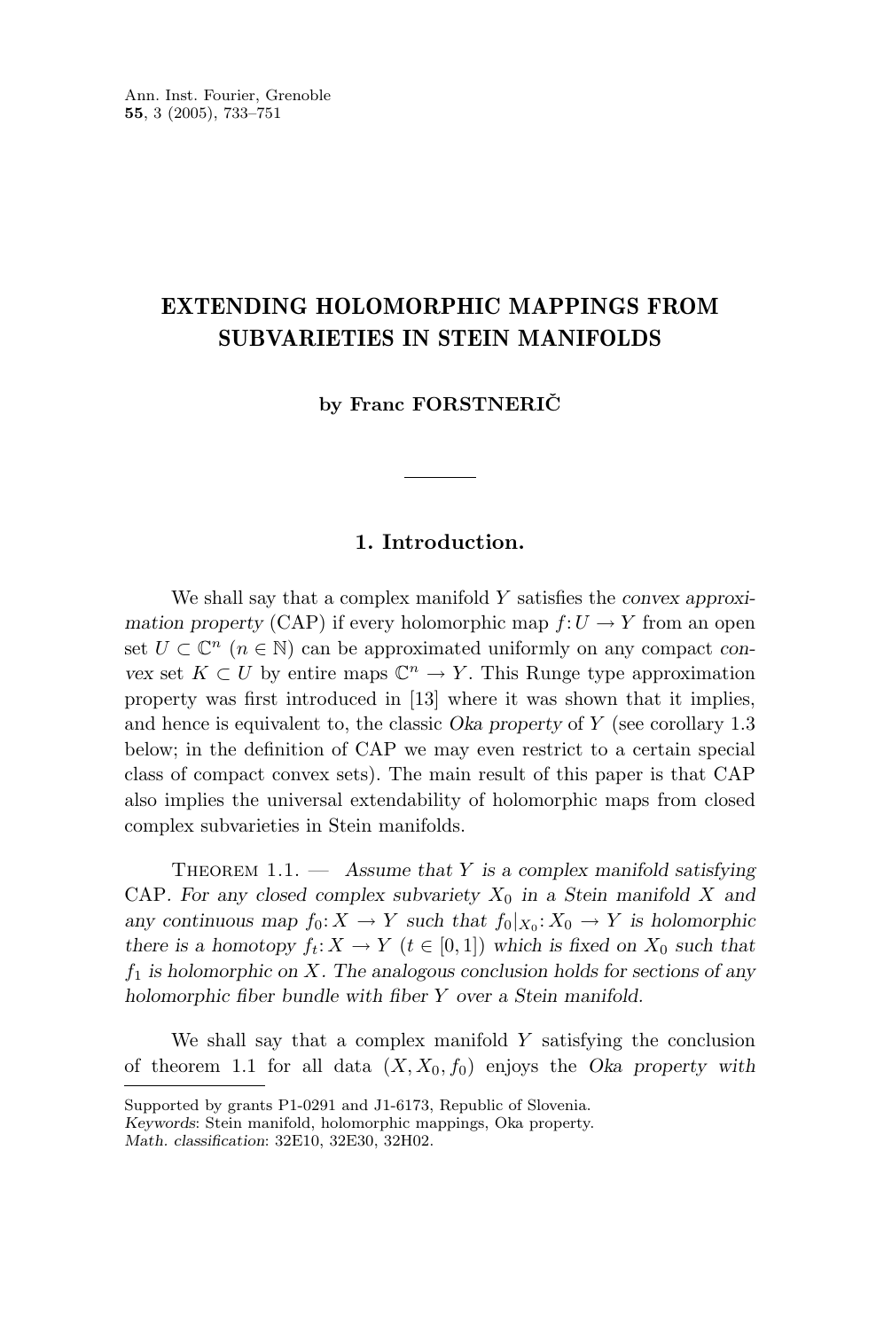# EXTENDING HOLOMORPHIC MAPPINGS FROM SUBVARIETIES IN STEIN MANIFOLDS

**by Franc FORSTNERIČ**

## 1. Introduction.

We shall say that a complex manifold $Y$ satisfies the *convex approximation property* (CAP) if every holomorphic map $f: U \to Y$ from an open set $U \subset \mathbb{C}^n$ ($n \in \mathbb{N}$) can be approximated uniformly on any compact *convex* set $K \subset U$ by entire maps $\mathbb{C}^n \to Y$. This Runge type approximation property was first introduced in [13] where it was shown that it implies, and hence is equivalent to, the classic *Oka property* of $Y$ (see corollary 1.3 below; in the definition of CAP we may even restrict to a certain special class of compact convex sets). The main result of this paper is that CAP also implies the universal extendability of holomorphic maps from closed complex subvarieties in Stein manifolds.

THEOREM 1.1. — *Assume that $Y$ is a complex manifold satisfying* CAP. *For any closed complex subvariety $X_0$ in a Stein manifold $X$ and any continuous map $f_0: X \to Y$ such that $f_0|_{X_0}: X_0 \to Y$ is holomorphic there is a homotopy $f_t: X \to Y$ ($t \in [0,1]$) which is fixed on $X_0$ such that $f_1$ is holomorphic on $X$. The analogous conclusion holds for sections of any holomorphic fiber bundle with fiber $Y$ over a Stein manifold.*

We shall say that a complex manifold $Y$ satisfying the conclusion of theorem 1.1 for all data $(X, X_0, f_0)$ enjoys the *Oka property with*

---

Supported by grants P1-0291 and J1-6173, Republic of Slovenia.
*Keywords*: Stein manifold, holomorphic mappings, Oka property.
*Math. classification*: 32E10, 32E30, 32H02.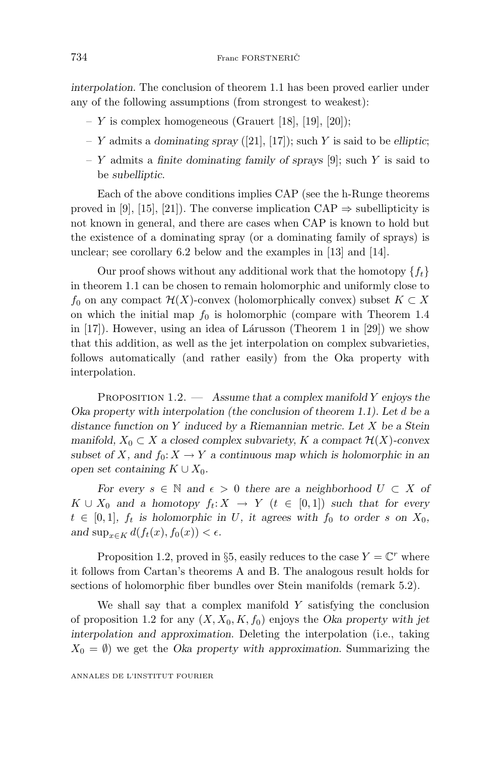*interpolation*. The conclusion of theorem 1.1 has been proved earlier under any of the following assumptions (from strongest to weakest):

- $Y$ is complex homogeneous (Grauert [18], [19], [20]);
- $Y$ admits a *dominating spray* ([21], [17]); such $Y$ is said to be *elliptic*;
- $Y$ admits a *finite dominating family of sprays* [9]; such $Y$ is said to be *subelliptic*.

Each of the above conditions implies CAP (see the h-Runge theorems proved in [9], [15], [21]). The converse implication CAP $\Rightarrow$ subellipticity is not known in general, and there are cases when CAP is known to hold but the existence of a dominating spray (or a dominating family of sprays) is unclear; see corollary 6.2 below and the examples in [13] and [14].

Our proof shows without any additional work that the homotopy $\{f_t\}$ in theorem 1.1 can be chosen to remain holomorphic and uniformly close to $f_0$ on any compact $\mathcal{H}(X)$-convex (holomorphically convex) subset $K \subset X$ on which the initial map $f_0$ is holomorphic (compare with Theorem 1.4 in [17]). However, using an idea of Lárusson (Theorem 1 in [29]) we show that this addition, as well as the jet interpolation on complex subvarieties, follows automatically (and rather easily) from the Oka property with interpolation.

Proposition 1.2. — *Assume that a complex manifold $Y$ enjoys the Oka property with interpolation (the conclusion of theorem 1.1). Let $d$ be a distance function on $Y$ induced by a Riemannian metric. Let $X$ be a Stein manifold, $X_0 \subset X$ a closed complex subvariety, $K$ a compact $\mathcal{H}(X)$-convex subset of $X$, and $f_0 \colon X \to Y$ a continuous map which is holomorphic in an open set containing $K \cup X_0$.*

*For every $s \in \mathbb{N}$ and $\epsilon > 0$ there are a neighborhood $U \subset X$ of $K \cup X_0$ and a homotopy $f_t \colon X \to Y$ ($t \in [0,1]$) such that for every $t \in [0,1]$, $f_t$ is holomorphic in $U$, it agrees with $f_0$ to order $s$ on $X_0$, and $\sup_{x \in K} d(f_t(x), f_0(x)) < \epsilon$.*

Proposition 1.2, proved in §5, easily reduces to the case $Y = \mathbb{C}^r$ where it follows from Cartan's theorems A and B. The analogous result holds for sections of holomorphic fiber bundles over Stein manifolds (remark 5.2).

We shall say that a complex manifold $Y$ satisfying the conclusion of proposition 1.2 for any $(X, X_0, K, f_0)$ enjoys the *Oka property with jet interpolation and approximation*. Deleting the interpolation (i.e., taking $X_0 = \emptyset$) we get the *Oka property with approximation*. Summarizing the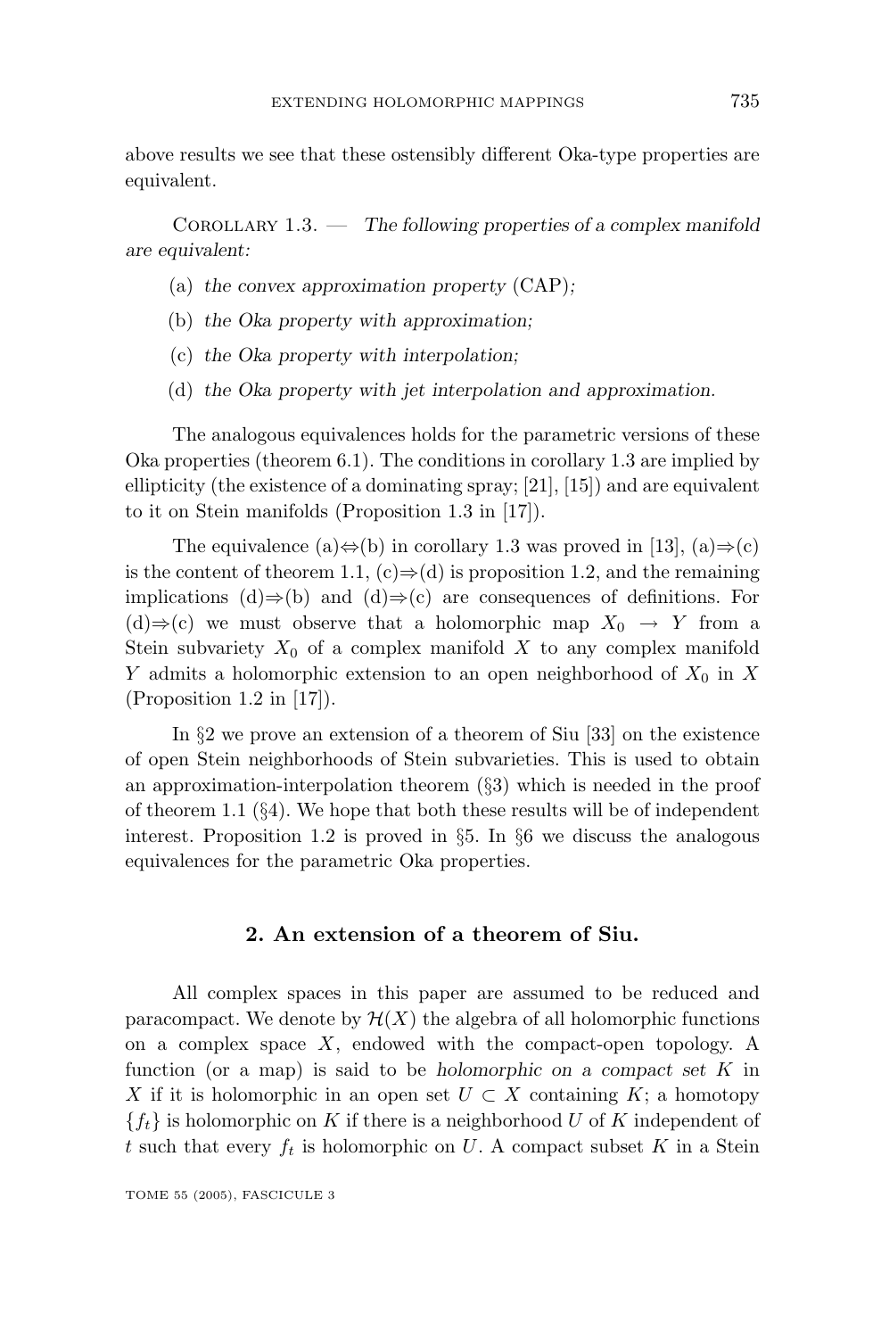above results we see that these ostensibly different Oka-type properties are equivalent.

Corollary 1.3. — *The following properties of a complex manifold are equivalent:*

(a) *the convex approximation property* (CAP)*;*

(b) *the Oka property with approximation;*

(c) *the Oka property with interpolation;*

(d) *the Oka property with jet interpolation and approximation.*

The analogous equivalences holds for the parametric versions of these Oka properties (theorem 6.1). The conditions in corollary 1.3 are implied by ellipticity (the existence of a dominating spray; [21], [15]) and are equivalent to it on Stein manifolds (Proposition 1.3 in [17]).

The equivalence (a)$\Leftrightarrow$(b) in corollary 1.3 was proved in [13], (a)$\Rightarrow$(c) is the content of theorem 1.1, (c)$\Rightarrow$(d) is proposition 1.2, and the remaining implications (d)$\Rightarrow$(b) and (d)$\Rightarrow$(c) are consequences of definitions. For (d)$\Rightarrow$(c) we must observe that a holomorphic map $X_0 \to Y$ from a Stein subvariety $X_0$ of a complex manifold $X$ to any complex manifold $Y$ admits a holomorphic extension to an open neighborhood of $X_0$ in $X$ (Proposition 1.2 in [17]).

In §2 we prove an extension of a theorem of Siu [33] on the existence of open Stein neighborhoods of Stein subvarieties. This is used to obtain an approximation-interpolation theorem (§3) which is needed in the proof of theorem 1.1 (§4). We hope that both these results will be of independent interest. Proposition 1.2 is proved in §5. In §6 we discuss the analogous equivalences for the parametric Oka properties.

## 2. An extension of a theorem of Siu.

All complex spaces in this paper are assumed to be reduced and paracompact. We denote by $\mathcal{H}(X)$ the algebra of all holomorphic functions on a complex space $X$, endowed with the compact-open topology. A function (or a map) is said to be *holomorphic on a compact set* $K$ in $X$ if it is holomorphic in an open set $U \subset X$ containing $K$; a homotopy $\{f_t\}$ is holomorphic on $K$ if there is a neighborhood $U$ of $K$ independent of $t$ such that every $f_t$ is holomorphic on $U$. A compact subset $K$ in a Stein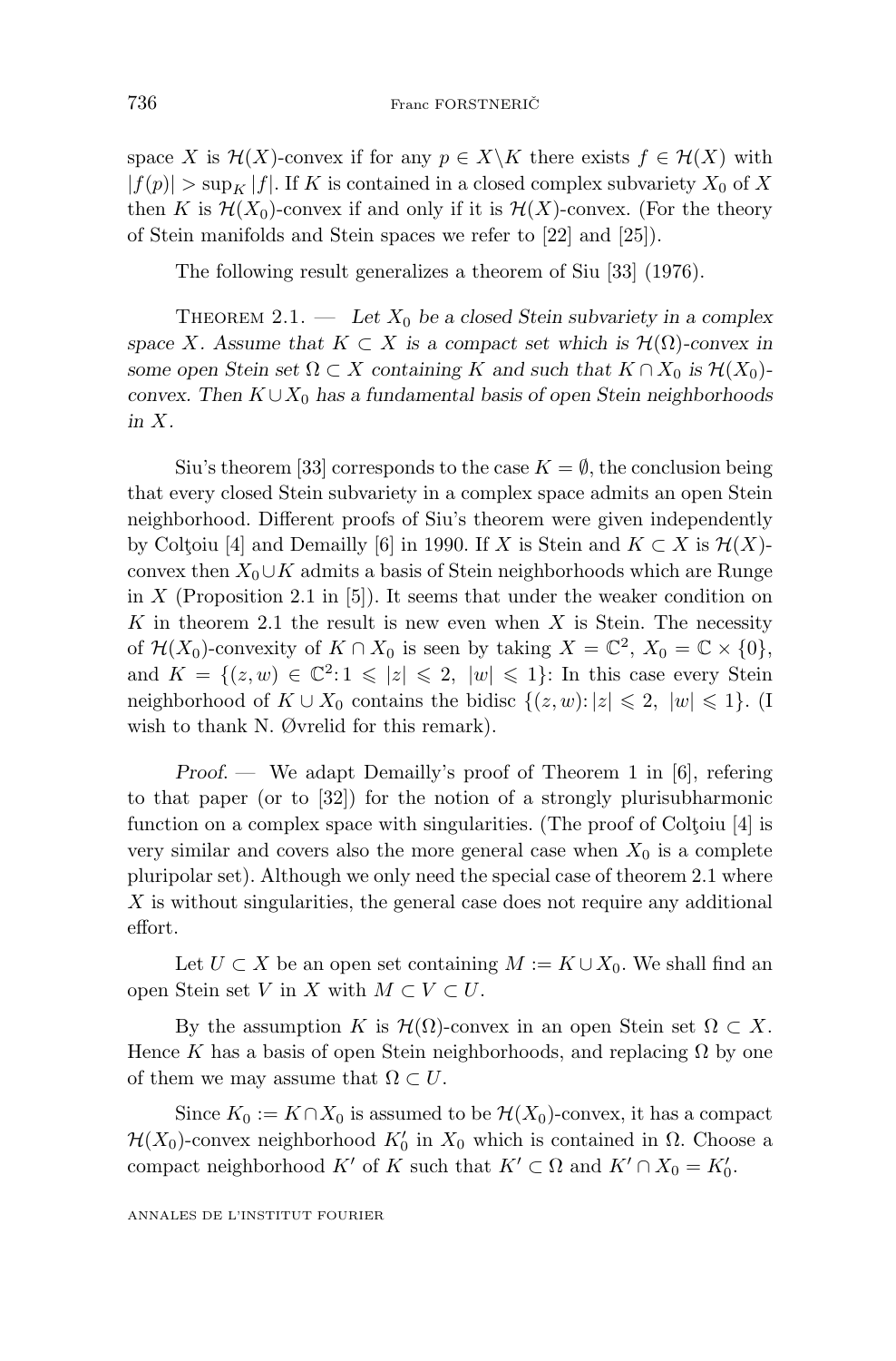space $X$ is $\mathcal{H}(X)$-convex if for any $p \in X \backslash K$ there exists $f \in \mathcal{H}(X)$ with $|f(p)| > \sup_K |f|$. If $K$ is contained in a closed complex subvariety $X_0$ of $X$ then $K$ is $\mathcal{H}(X_0)$-convex if and only if it is $\mathcal{H}(X)$-convex. (For the theory of Stein manifolds and Stein spaces we refer to [22] and [25]).

The following result generalizes a theorem of Siu [33] (1976).

Theorem 2.1. — *Let $X_0$ be a closed Stein subvariety in a complex space $X$. Assume that $K \subset X$ is a compact set which is $\mathcal{H}(\Omega)$-convex in some open Stein set $\Omega \subset X$ containing $K$ and such that $K \cap X_0$ is $\mathcal{H}(X_0)$-convex. Then $K \cup X_0$ has a fundamental basis of open Stein neighborhoods in $X$.*

Siu's theorem [33] corresponds to the case $K = \emptyset$, the conclusion being that every closed Stein subvariety in a complex space admits an open Stein neighborhood. Different proofs of Siu's theorem were given independently by Colţoiu [4] and Demailly [6] in 1990. If $X$ is Stein and $K \subset X$ is $\mathcal{H}(X)$-convex then $X_0 \cup K$ admits a basis of Stein neighborhoods which are Runge in $X$ (Proposition 2.1 in [5]). It seems that under the weaker condition on $K$ in theorem 2.1 the result is new even when $X$ is Stein. The necessity of $\mathcal{H}(X_0)$-convexity of $K \cap X_0$ is seen by taking $X = \mathbb{C}^2$, $X_0 = \mathbb{C} \times \{0\}$, and $K = \{(z,w) \in \mathbb{C}^2 : 1 \leqslant |z| \leqslant 2,\ |w| \leqslant 1\}$: In this case every Stein neighborhood of $K \cup X_0$ contains the bidisc $\{(z,w) : |z| \leqslant 2,\ |w| \leqslant 1\}$. (I wish to thank N. Øvrelid for this remark).

*Proof.* — We adapt Demailly's proof of Theorem 1 in [6], refering to that paper (or to [32]) for the notion of a strongly plurisubharmonic function on a complex space with singularities. (The proof of Colţoiu [4] is very similar and covers also the more general case when $X_0$ is a complete pluripolar set). Although we only need the special case of theorem 2.1 where $X$ is without singularities, the general case does not require any additional effort.

Let $U \subset X$ be an open set containing $M := K \cup X_0$. We shall find an open Stein set $V$ in $X$ with $M \subset V \subset U$.

By the assumption $K$ is $\mathcal{H}(\Omega)$-convex in an open Stein set $\Omega \subset X$. Hence $K$ has a basis of open Stein neighborhoods, and replacing $\Omega$ by one of them we may assume that $\Omega \subset U$.

Since $K_0 := K \cap X_0$ is assumed to be $\mathcal{H}(X_0)$-convex, it has a compact $\mathcal{H}(X_0)$-convex neighborhood $K_0'$ in $X_0$ which is contained in $\Omega$. Choose a compact neighborhood $K'$ of $K$ such that $K' \subset \Omega$ and $K' \cap X_0 = K_0'$.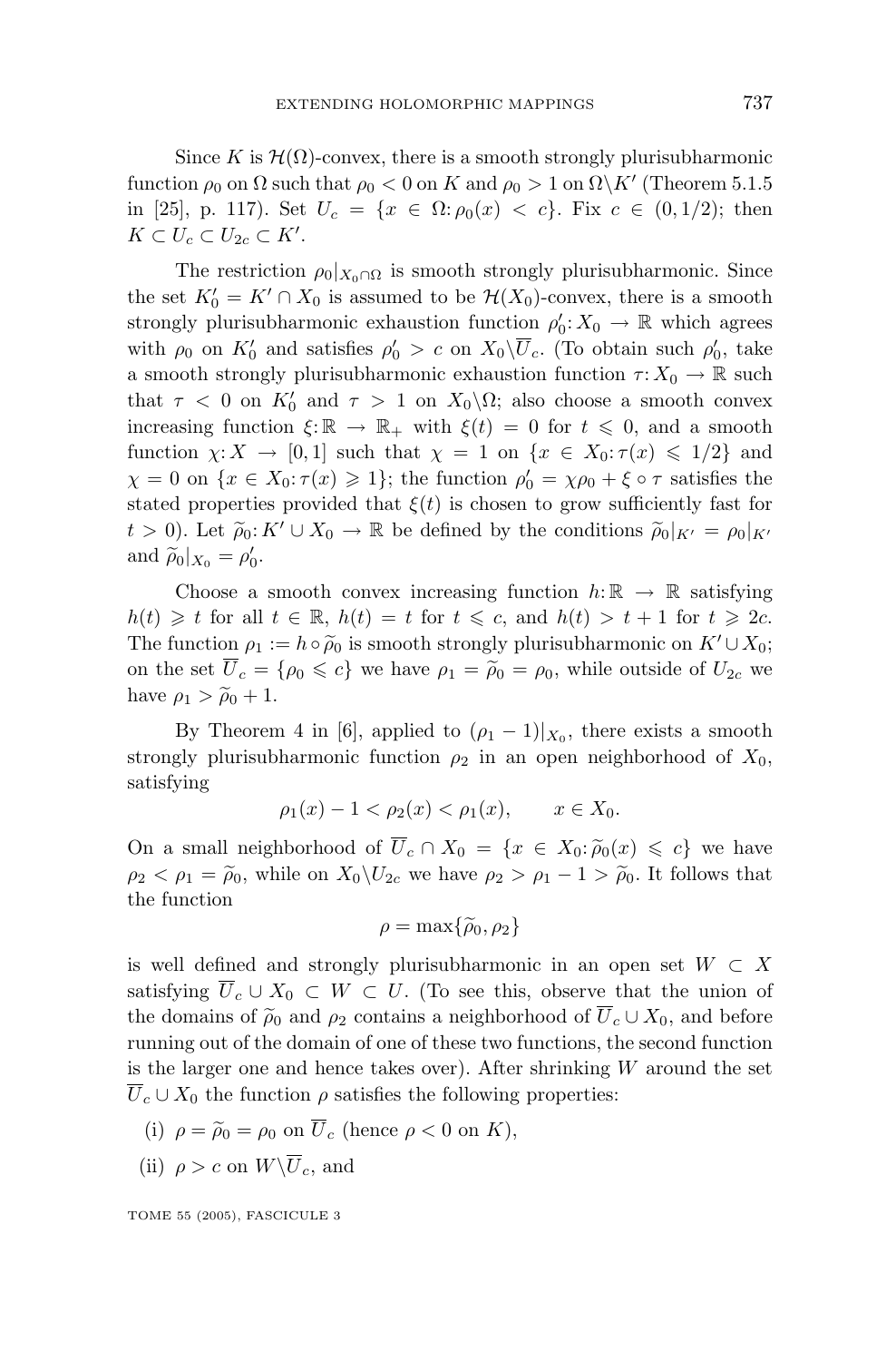Since $K$ is $\mathcal{H}(\Omega)$-convex, there is a smooth strongly plurisubharmonic function $\rho_0$ on $\Omega$ such that $\rho_0 < 0$ on $K$ and $\rho_0 > 1$ on $\Omega \backslash K'$ (Theorem 5.1.5 in [25], p. 117). Set $U_c = \{x \in \Omega: \rho_0(x) < c\}$. Fix $c \in (0, 1/2)$; then $K \subset U_c \subset U_{2c} \subset K'$.

The restriction $\rho_0|_{X_0 \cap \Omega}$ is smooth strongly plurisubharmonic. Since the set $K_0' = K' \cap X_0$ is assumed to be $\mathcal{H}(X_0)$-convex, there is a smooth strongly plurisubharmonic exhaustion function $\rho_0': X_0 \to \mathbb{R}$ which agrees with $\rho_0$ on $K_0'$ and satisfies $\rho_0' > c$ on $X_0 \backslash \overline{U}_c$. (To obtain such $\rho_0'$, take a smooth strongly plurisubharmonic exhaustion function $\tau: X_0 \to \mathbb{R}$ such that $\tau < 0$ on $K_0'$ and $\tau > 1$ on $X_0 \backslash \Omega$; also choose a smooth convex increasing function $\xi: \mathbb{R} \to \mathbb{R}_+$ with $\xi(t) = 0$ for $t \leqslant 0$, and a smooth function $\chi: X \to [0, 1]$ such that $\chi = 1$ on $\{x \in X_0: \tau(x) \leqslant 1/2\}$ and $\chi = 0$ on $\{x \in X_0: \tau(x) \geqslant 1\}$; the function $\rho_0' = \chi \rho_0 + \xi \circ \tau$ satisfies the stated properties provided that $\xi(t)$ is chosen to grow sufficiently fast for $t > 0$). Let $\widetilde{\rho}_0: K' \cup X_0 \to \mathbb{R}$ be defined by the conditions $\widetilde{\rho}_0|_{K'} = \rho_0|_{K'}$ and $\widetilde{\rho}_0|_{X_0} = \rho_0'$.

Choose a smooth convex increasing function $h: \mathbb{R} \to \mathbb{R}$ satisfying $h(t) \geqslant t$ for all $t \in \mathbb{R}$, $h(t) = t$ for $t \leqslant c$, and $h(t) > t + 1$ for $t \geqslant 2c$. The function $\rho_1 := h \circ \widetilde{\rho}_0$ is smooth strongly plurisubharmonic on $K' \cup X_0$; on the set $\overline{U}_c = \{\rho_0 \leqslant c\}$ we have $\rho_1 = \widetilde{\rho}_0 = \rho_0$, while outside of $U_{2c}$ we have $\rho_1 > \widetilde{\rho}_0 + 1$.

By Theorem 4 in [6], applied to $(\rho_1 - 1)|_{X_0}$, there exists a smooth strongly plurisubharmonic function $\rho_2$ in an open neighborhood of $X_0$, satisfying

$$\rho_1(x) - 1 < \rho_2(x) < \rho_1(x), \qquad x \in X_0.$$

On a small neighborhood of $\overline{U}_c \cap X_0 = \{x \in X_0: \widetilde{\rho}_0(x) \leqslant c\}$ we have $\rho_2 < \rho_1 = \widetilde{\rho}_0$, while on $X_0 \backslash U_{2c}$ we have $\rho_2 > \rho_1 - 1 > \widetilde{\rho}_0$. It follows that the function

$$\rho = \max\{\widetilde{\rho}_0, \rho_2\}$$

is well defined and strongly plurisubharmonic in an open set $W \subset X$ satisfying $\overline{U}_c \cup X_0 \subset W \subset U$. (To see this, observe that the union of the domains of $\widetilde{\rho}_0$ and $\rho_2$ contains a neighborhood of $\overline{U}_c \cup X_0$, and before running out of the domain of one of these two functions, the second function is the larger one and hence takes over). After shrinking $W$ around the set $\overline{U}_c \cup X_0$ the function $\rho$ satisfies the following properties:

(i) $\rho = \widetilde{\rho}_0 = \rho_0$ on $\overline{U}_c$ (hence $\rho < 0$ on $K$),

(ii) $\rho > c$ on $W \backslash \overline{U}_c$, and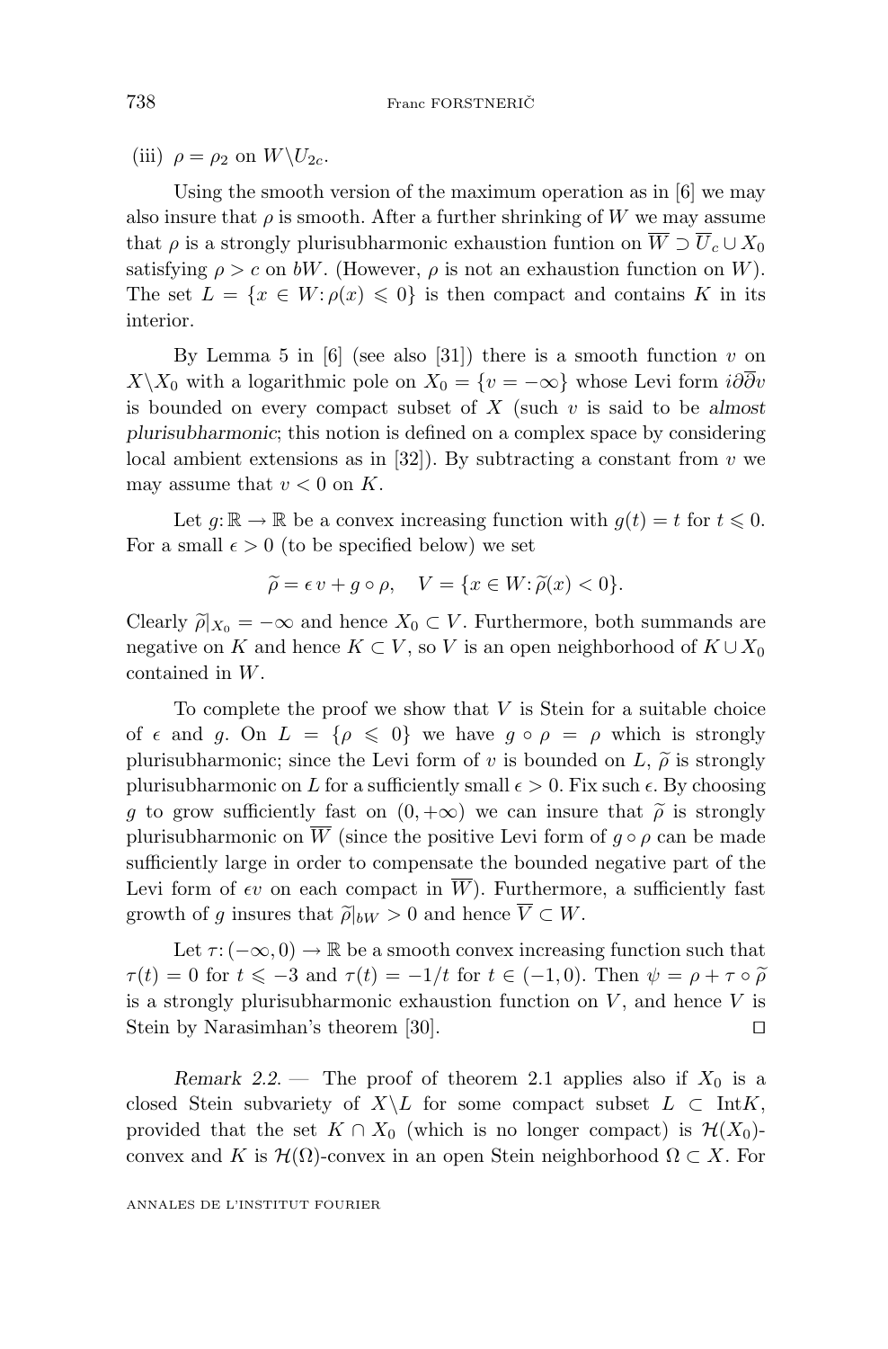(iii) $\rho = \rho_2$ on $W\backslash U_{2c}$.

Using the smooth version of the maximum operation as in [6] we may also insure that $\rho$ is smooth. After a further shrinking of $W$ we may assume that $\rho$ is a strongly plurisubharmonic exhaustion funtion on $\overline{W} \supset \overline{U}_c \cup X_0$ satisfying $\rho > c$ on $bW$. (However, $\rho$ is not an exhaustion function on $W$). The set $L = \{x \in W : \rho(x) \leqslant 0\}$ is then compact and contains $K$ in its interior.

By Lemma 5 in [6] (see also [31]) there is a smooth function $v$ on $X\backslash X_0$ with a logarithmic pole on $X_0 = \{v = -\infty\}$ whose Levi form $i\partial\overline{\partial}v$ is bounded on every compact subset of $X$ (such $v$ is said to be *almost plurisubharmonic*; this notion is defined on a complex space by considering local ambient extensions as in [32]). By subtracting a constant from $v$ we may assume that $v < 0$ on $K$.

Let $g : \mathbb{R} \to \mathbb{R}$ be a convex increasing function with $g(t) = t$ for $t \leqslant 0$. For a small $\epsilon > 0$ (to be specified below) we set

$$\widetilde{\rho} = \epsilon\, v + g \circ \rho, \quad V = \{x \in W : \widetilde{\rho}(x) < 0\}.$$

Clearly $\widetilde{\rho}|_{X_0} = -\infty$ and hence $X_0 \subset V$. Furthermore, both summands are negative on $K$ and hence $K \subset V$, so $V$ is an open neighborhood of $K \cup X_0$ contained in $W$.

To complete the proof we show that $V$ is Stein for a suitable choice of $\epsilon$ and $g$. On $L = \{\rho \leqslant 0\}$ we have $g \circ \rho = \rho$ which is strongly plurisubharmonic; since the Levi form of $v$ is bounded on $L$, $\widetilde{\rho}$ is strongly plurisubharmonic on $L$ for a sufficiently small $\epsilon > 0$. Fix such $\epsilon$. By choosing $g$ to grow sufficiently fast on $(0, +\infty)$ we can insure that $\widetilde{\rho}$ is strongly plurisubharmonic on $\overline{W}$ (since the positive Levi form of $g \circ \rho$ can be made sufficiently large in order to compensate the bounded negative part of the Levi form of $\epsilon v$ on each compact in $\overline{W}$). Furthermore, a sufficiently fast growth of $g$ insures that $\widetilde{\rho}|_{bW} > 0$ and hence $\overline{V} \subset W$.

Let $\tau : (-\infty, 0) \to \mathbb{R}$ be a smooth convex increasing function such that $\tau(t) = 0$ for $t \leqslant -3$ and $\tau(t) = -1/t$ for $t \in (-1, 0)$. Then $\psi = \rho + \tau \circ \widetilde{\rho}$ is a strongly plurisubharmonic exhaustion function on $V$, and hence $V$ is Stein by Narasimhan's theorem [30]. ◻

*Remark 2.2.* — The proof of theorem 2.1 applies also if $X_0$ is a closed Stein subvariety of $X\backslash L$ for some compact subset $L \subset \mathrm{Int}K$, provided that the set $K \cap X_0$ (which is no longer compact) is $\mathcal{H}(X_0)$-convex and $K$ is $\mathcal{H}(\Omega)$-convex in an open Stein neighborhood $\Omega \subset X$. For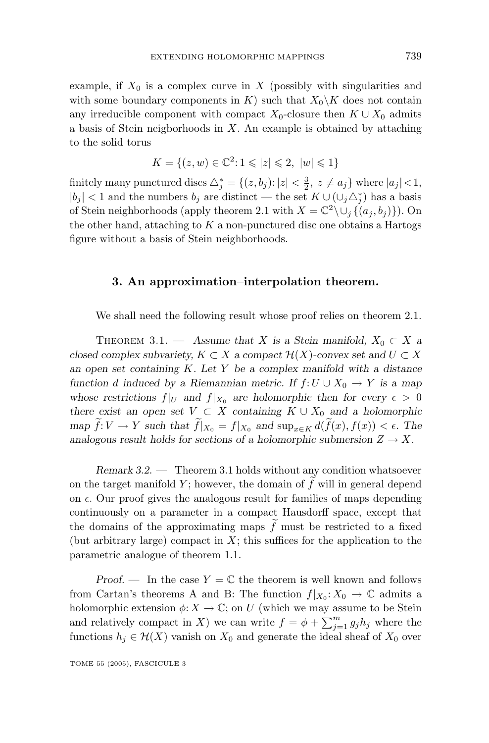example, if $X_0$ is a complex curve in $X$ (possibly with singularities and with some boundary components in $K$) such that $X_0 \backslash K$ does not contain any irreducible component with compact $X_0$-closure then $K \cup X_0$ admits a basis of Stein neigborhoods in $X$. An example is obtained by attaching to the solid torus

$$K = \{(z,w) \in \mathbb{C}^2 \colon 1 \leqslant |z| \leqslant 2,\ |w| \leqslant 1\}$$

finitely many punctured discs $\triangle_j^* = \{(z, b_j) \colon |z| < \frac{3}{2},\ z \neq a_j\}$ where $|a_j| < 1$, $|b_j| < 1$ and the numbers $b_j$ are distinct — the set $K \cup (\cup_j \triangle_j^*)$ has a basis of Stein neighborhoods (apply theorem 2.1 with $X = \mathbb{C}^2 \backslash \cup_j \{(a_j, b_j)\}$). On the other hand, attaching to $K$ a non-punctured disc one obtains a Hartogs figure without a basis of Stein neighborhoods.

## 3. An approximation–interpolation theorem.

We shall need the following result whose proof relies on theorem 2.1.

THEOREM 3.1. — *Assume that $X$ is a Stein manifold, $X_0 \subset X$ a closed complex subvariety, $K \subset X$ a compact $\mathcal{H}(X)$-convex set and $U \subset X$ an open set containing $K$. Let $Y$ be a complex manifold with a distance function $d$ induced by a Riemannian metric. If $f \colon U \cup X_0 \to Y$ is a map whose restrictions $f|_U$ and $f|_{X_0}$ are holomorphic then for every $\epsilon > 0$ there exist an open set $V \subset X$ containing $K \cup X_0$ and a holomorphic map $\widetilde{f} \colon V \to Y$ such that $\widetilde{f}|_{X_0} = f|_{X_0}$ and $\sup_{x \in K} d(\widetilde{f}(x), f(x)) < \epsilon$. The analogous result holds for sections of a holomorphic submersion $Z \to X$.*

*Remark 3.2.* — Theorem 3.1 holds without any condition whatsoever on the target manifold $Y$; however, the domain of $\widetilde{f}$ will in general depend on $\epsilon$. Our proof gives the analogous result for families of maps depending continuously on a parameter in a compact Hausdorff space, except that the domains of the approximating maps $\widetilde{f}$ must be restricted to a fixed (but arbitrary large) compact in $X$; this suffices for the application to the parametric analogue of theorem 1.1.

*Proof.* — In the case $Y = \mathbb{C}$ the theorem is well known and follows from Cartan's theorems A and B: The function $f|_{X_0} \colon X_0 \to \mathbb{C}$ admits a holomorphic extension $\phi \colon X \to \mathbb{C}$; on $U$ (which we may assume to be Stein and relatively compact in $X$) we can write $f = \phi + \sum_{j=1}^{m} g_j h_j$ where the functions $h_j \in \mathcal{H}(X)$ vanish on $X_0$ and generate the ideal sheaf of $X_0$ over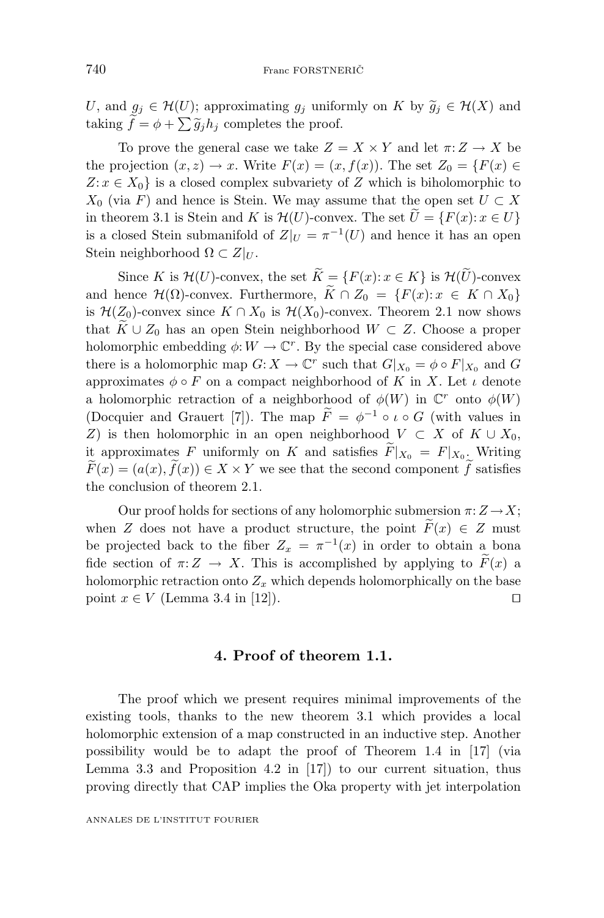$U$, and $g_j \in \mathcal{H}(U)$; approximating $g_j$ uniformly on $K$ by $\widetilde{g}_j \in \mathcal{H}(X)$ and taking $\widetilde{f} = \phi + \sum \widetilde{g}_j h_j$ completes the proof.

To prove the general case we take $Z = X \times Y$ and let $\pi: Z \to X$ be the projection $(x,z) \to x$. Write $F(x) = (x, f(x))$. The set $Z_0 = \{F(x) \in Z : x \in X_0\}$ is a closed complex subvariety of $Z$ which is biholomorphic to $X_0$ (via $F$) and hence is Stein. We may assume that the open set $U \subset X$ in theorem 3.1 is Stein and $K$ is $\mathcal{H}(U)$-convex. The set $\widetilde{U} = \{F(x): x \in U\}$ is a closed Stein submanifold of $Z|_U = \pi^{-1}(U)$ and hence it has an open Stein neighborhood $\Omega \subset Z|_U$.

Since $K$ is $\mathcal{H}(U)$-convex, the set $\widetilde{K} = \{F(x): x \in K\}$ is $\mathcal{H}(\widetilde{U})$-convex and hence $\mathcal{H}(\Omega)$-convex. Furthermore, $\widetilde{K} \cap Z_0 = \{F(x): x \in K \cap X_0\}$ is $\mathcal{H}(Z_0)$-convex since $K \cap X_0$ is $\mathcal{H}(X_0)$-convex. Theorem 2.1 now shows that $\widetilde{K} \cup Z_0$ has an open Stein neighborhood $W \subset Z$. Choose a proper holomorphic embedding $\phi: W \to \mathbb{C}^r$. By the special case considered above there is a holomorphic map $G: X \to \mathbb{C}^r$ such that $G|_{X_0} = \phi \circ F|_{X_0}$ and $G$ approximates $\phi \circ F$ on a compact neighborhood of $K$ in $X$. Let $\iota$ denote a holomorphic retraction of a neighborhood of $\phi(W)$ in $\mathbb{C}^r$ onto $\phi(W)$ (Docquier and Grauert [7]). The map $\widetilde{F} = \phi^{-1} \circ \iota \circ G$ (with values in $Z$) is then holomorphic in an open neighborhood $V \subset X$ of $K \cup X_0$, it approximates $F$ uniformly on $K$ and satisfies $\widetilde{F}|_{X_0} = F|_{X_0}$. Writing $\widetilde{F}(x) = (a(x), \widetilde{f}(x)) \in X \times Y$ we see that the second component $\widetilde{f}$ satisfies the conclusion of theorem 2.1.

Our proof holds for sections of any holomorphic submersion $\pi: Z \to X$; when $Z$ does not have a product structure, the point $\widetilde{F}(x) \in Z$ must be projected back to the fiber $Z_x = \pi^{-1}(x)$ in order to obtain a bona fide section of $\pi: Z \to X$. This is accomplished by applying to $\widetilde{F}(x)$ a holomorphic retraction onto $Z_x$ which depends holomorphically on the base point $x \in V$ (Lemma 3.4 in [12]). ◻

## 4. Proof of theorem 1.1.

The proof which we present requires minimal improvements of the existing tools, thanks to the new theorem 3.1 which provides a local holomorphic extension of a map constructed in an inductive step. Another possibility would be to adapt the proof of Theorem 1.4 in [17] (via Lemma 3.3 and Proposition 4.2 in [17]) to our current situation, thus proving directly that CAP implies the Oka property with jet interpolation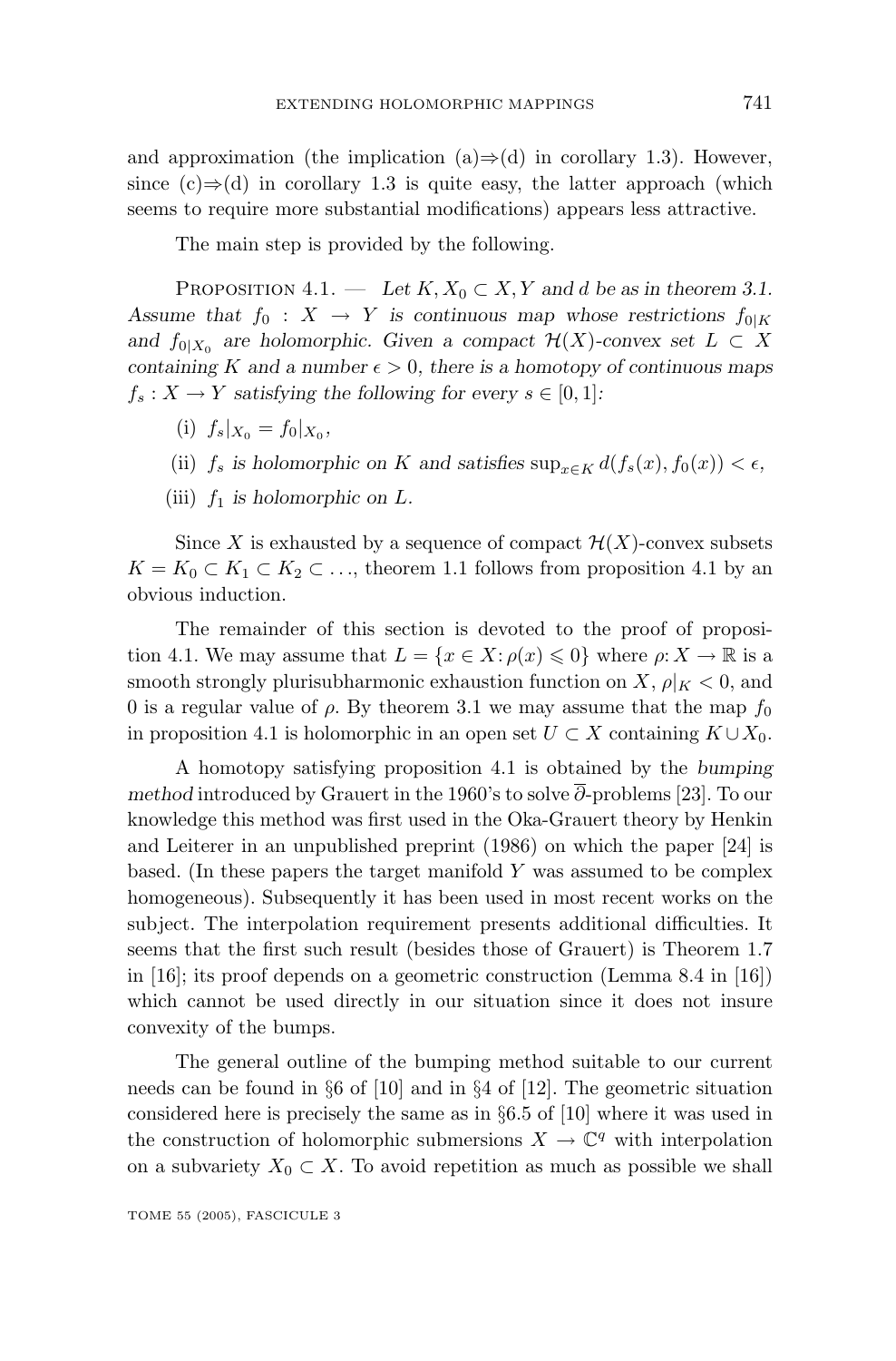and approximation (the implication (a)⇒(d) in corollary 1.3). However, since (c)⇒(d) in corollary 1.3 is quite easy, the latter approach (which seems to require more substantial modifications) appears less attractive.

The main step is provided by the following.

Proposition 4.1. — *Let $K, X_0 \subset X, Y$ and $d$ be as in theorem 3.1. Assume that $f_0 : X \to Y$ is continuous map whose restrictions $f_{0|K}$ and $f_{0|X_0}$ are holomorphic. Given a compact $\mathcal{H}(X)$-convex set $L \subset X$ containing $K$ and a number $\epsilon > 0$, there is a homotopy of continuous maps $f_s : X \to Y$ satisfying the following for every $s \in [0,1]$:*

(i) $f_s|_{X_0} = f_0|_{X_0}$,

(ii) *$f_s$ is holomorphic on $K$ and satisfies* $\sup_{x\in K} d(f_s(x), f_0(x)) < \epsilon$,

(iii) *$f_1$ is holomorphic on $L$.*

Since $X$ is exhausted by a sequence of compact $\mathcal{H}(X)$-convex subsets $K = K_0 \subset K_1 \subset K_2 \subset \ldots$, theorem 1.1 follows from proposition 4.1 by an obvious induction.

The remainder of this section is devoted to the proof of proposition 4.1. We may assume that $L = \{x \in X : \rho(x) \leqslant 0\}$ where $\rho : X \to \mathbb{R}$ is a smooth strongly plurisubharmonic exhaustion function on $X$, $\rho|_K < 0$, and $0$ is a regular value of $\rho$. By theorem 3.1 we may assume that the map $f_0$ in proposition 4.1 is holomorphic in an open set $U \subset X$ containing $K \cup X_0$.

A homotopy satisfying proposition 4.1 is obtained by the *bumping method* introduced by Grauert in the 1960's to solve $\overline{\partial}$-problems [23]. To our knowledge this method was first used in the Oka-Grauert theory by Henkin and Leiterer in an unpublished preprint (1986) on which the paper [24] is based. (In these papers the target manifold $Y$ was assumed to be complex homogeneous). Subsequently it has been used in most recent works on the subject. The interpolation requirement presents additional difficulties. It seems that the first such result (besides those of Grauert) is Theorem 1.7 in [16]; its proof depends on a geometric construction (Lemma 8.4 in [16]) which cannot be used directly in our situation since it does not insure convexity of the bumps.

The general outline of the bumping method suitable to our current needs can be found in §6 of [10] and in §4 of [12]. The geometric situation considered here is precisely the same as in §6.5 of [10] where it was used in the construction of holomorphic submersions $X \to \mathbb{C}^q$ with interpolation on a subvariety $X_0 \subset X$. To avoid repetition as much as possible we shall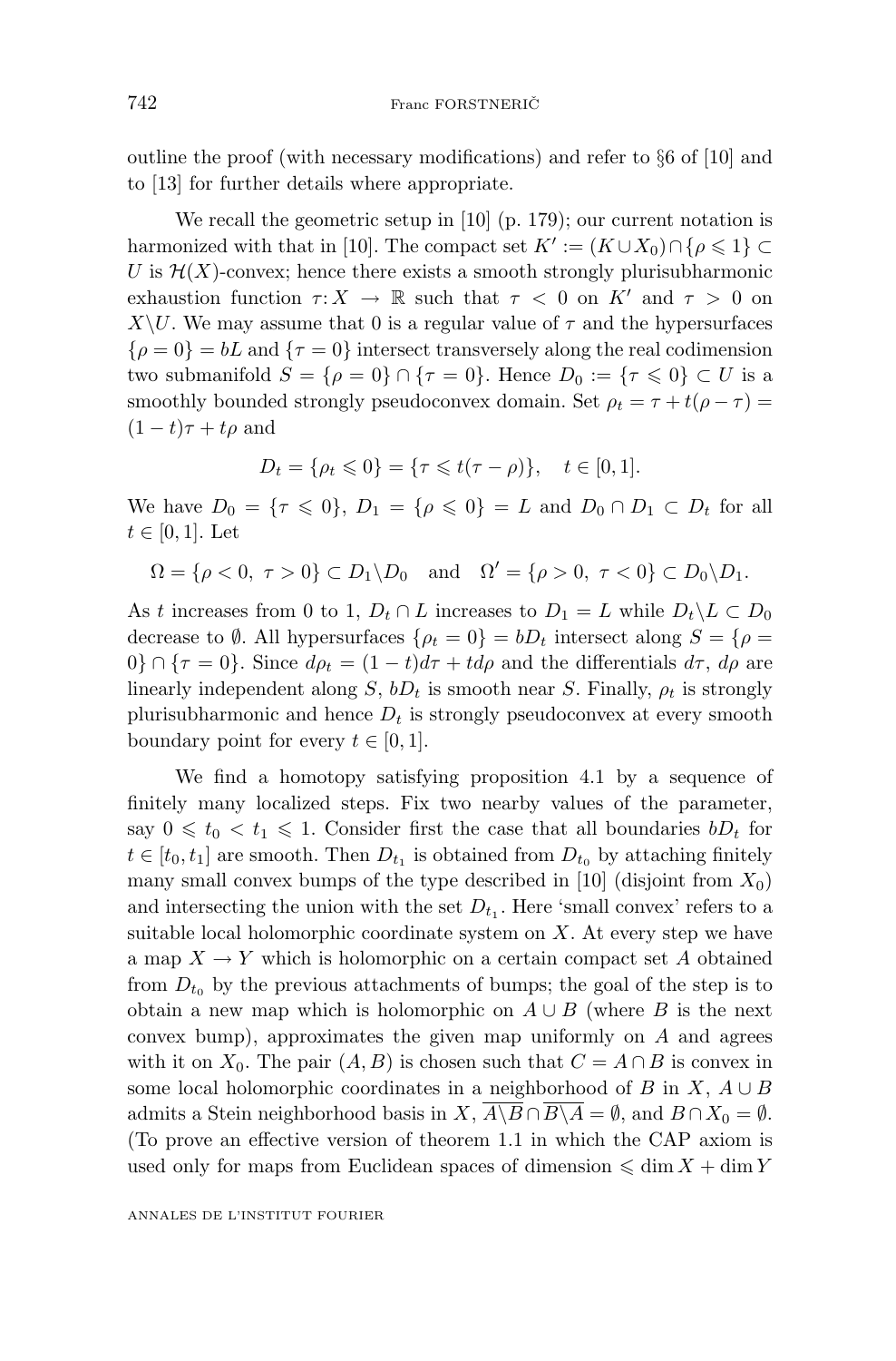outline the proof (with necessary modifications) and refer to §6 of [10] and to [13] for further details where appropriate.

We recall the geometric setup in [10] (p. 179); our current notation is harmonized with that in [10]. The compact set $K' := (K \cup X_0) \cap \{\rho \leqslant 1\} \subset U$ is $\mathcal{H}(X)$-convex; hence there exists a smooth strongly plurisubharmonic exhaustion function $\tau\colon X \to \mathbb{R}$ such that $\tau < 0$ on $K'$ and $\tau > 0$ on $X\backslash U$. We may assume that 0 is a regular value of $\tau$ and the hypersurfaces $\{\rho = 0\} = bL$ and $\{\tau = 0\}$ intersect transversely along the real codimension two submanifold $S = \{\rho = 0\} \cap \{\tau = 0\}$. Hence $D_0 := \{\tau \leqslant 0\} \subset U$ is a smoothly bounded strongly pseudoconvex domain. Set $\rho_t = \tau + t(\rho - \tau) = (1-t)\tau + t\rho$ and

$$D_t = \{\rho_t \leqslant 0\} = \{\tau \leqslant t(\tau - \rho)\}, \quad t \in [0,1].$$

We have $D_0 = \{\tau \leqslant 0\}$, $D_1 = \{\rho \leqslant 0\} = L$ and $D_0 \cap D_1 \subset D_t$ for all $t \in [0,1]$. Let

$$\Omega = \{\rho < 0,\ \tau > 0\} \subset D_1\backslash D_0 \quad \text{and} \quad \Omega' = \{\rho > 0,\ \tau < 0\} \subset D_0\backslash D_1.$$

As $t$ increases from 0 to 1, $D_t \cap L$ increases to $D_1 = L$ while $D_t\backslash L \subset D_0$ decrease to $\emptyset$. All hypersurfaces $\{\rho_t = 0\} = bD_t$ intersect along $S = \{\rho = 0\} \cap \{\tau = 0\}$. Since $d\rho_t = (1-t)d\tau + td\rho$ and the differentials $d\tau$, $d\rho$ are linearly independent along $S$, $bD_t$ is smooth near $S$. Finally, $\rho_t$ is strongly plurisubharmonic and hence $D_t$ is strongly pseudoconvex at every smooth boundary point for every $t \in [0,1]$.

We find a homotopy satisfying proposition 4.1 by a sequence of finitely many localized steps. Fix two nearby values of the parameter, say $0 \leqslant t_0 < t_1 \leqslant 1$. Consider first the case that all boundaries $bD_t$ for $t \in [t_0, t_1]$ are smooth. Then $D_{t_1}$ is obtained from $D_{t_0}$ by attaching finitely many small convex bumps of the type described in [10] (disjoint from $X_0$) and intersecting the union with the set $D_{t_1}$. Here 'small convex' refers to a suitable local holomorphic coordinate system on $X$. At every step we have a map $X \to Y$ which is holomorphic on a certain compact set $A$ obtained from $D_{t_0}$ by the previous attachments of bumps; the goal of the step is to obtain a new map which is holomorphic on $A \cup B$ (where $B$ is the next convex bump), approximates the given map uniformly on $A$ and agrees with it on $X_0$. The pair $(A, B)$ is chosen such that $C = A \cap B$ is convex in some local holomorphic coordinates in a neighborhood of $B$ in $X$, $A \cup B$ admits a Stein neighborhood basis in $X$, $\overline{A\backslash B} \cap \overline{B\backslash A} = \emptyset$, and $B \cap X_0 = \emptyset$. (To prove an effective version of theorem 1.1 in which the CAP axiom is used only for maps from Euclidean spaces of dimension $\leqslant \dim X + \dim Y$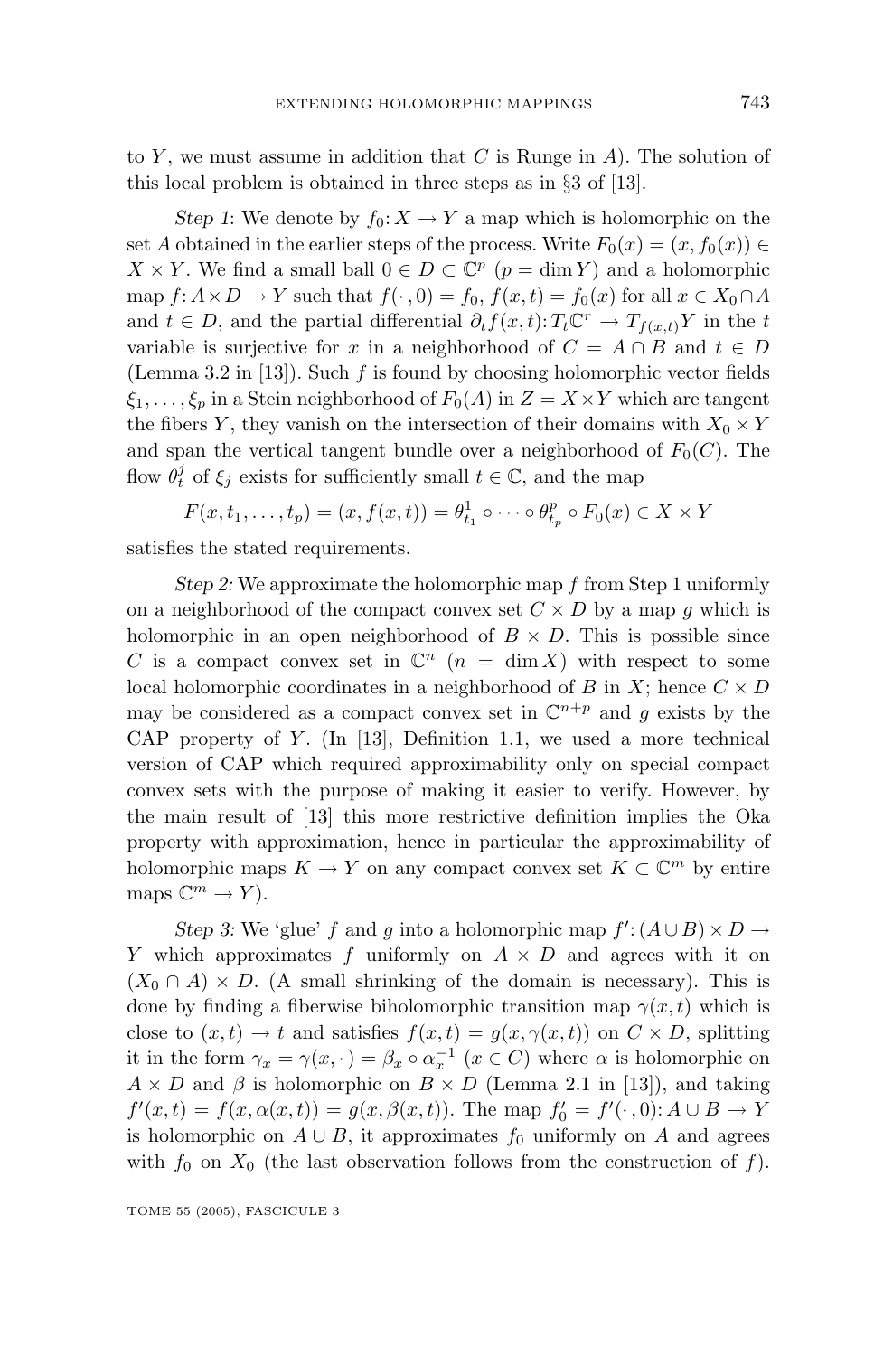to $Y$, we must assume in addition that $C$ is Runge in $A$). The solution of this local problem is obtained in three steps as in §3 of [13].

*Step 1*: We denote by $f_0 \colon X \to Y$ a map which is holomorphic on the set $A$ obtained in the earlier steps of the process. Write $F_0(x) = (x, f_0(x)) \in X \times Y$. We find a small ball $0 \in D \subset \mathbb{C}^p$ ($p = \dim Y$) and a holomorphic map $f \colon A \times D \to Y$ such that $f(\cdot, 0) = f_0$, $f(x,t) = f_0(x)$ for all $x \in X_0 \cap A$ and $t \in D$, and the partial differential $\partial_t f(x,t) \colon T_t\mathbb{C}^r \to T_{f(x,t)}Y$ in the $t$ variable is surjective for $x$ in a neighborhood of $C = A \cap B$ and $t \in D$ (Lemma 3.2 in [13]). Such $f$ is found by choosing holomorphic vector fields $\xi_1, \ldots, \xi_p$ in a Stein neighborhood of $F_0(A)$ in $Z = X \times Y$ which are tangent the fibers $Y$, they vanish on the intersection of their domains with $X_0 \times Y$ and span the vertical tangent bundle over a neighborhood of $F_0(C)$. The flow $\theta_t^j$ of $\xi_j$ exists for sufficiently small $t \in \mathbb{C}$, and the map

$$F(x, t_1, \ldots, t_p) = (x, f(x,t)) = \theta_{t_1}^1 \circ \cdots \circ \theta_{t_p}^p \circ F_0(x) \in X \times Y$$

satisfies the stated requirements.

*Step 2:* We approximate the holomorphic map $f$ from Step 1 uniformly on a neighborhood of the compact convex set $C \times D$ by a map $g$ which is holomorphic in an open neighborhood of $B \times D$. This is possible since $C$ is a compact convex set in $\mathbb{C}^n$ ($n = \dim X$) with respect to some local holomorphic coordinates in a neighborhood of $B$ in $X$; hence $C \times D$ may be considered as a compact convex set in $\mathbb{C}^{n+p}$ and $g$ exists by the CAP property of $Y$. (In [13], Definition 1.1, we used a more technical version of CAP which required approximability only on special compact convex sets with the purpose of making it easier to verify. However, by the main result of [13] this more restrictive definition implies the Oka property with approximation, hence in particular the approximability of holomorphic maps $K \to Y$ on any compact convex set $K \subset \mathbb{C}^m$ by entire maps $\mathbb{C}^m \to Y$).

*Step 3:* We 'glue' $f$ and $g$ into a holomorphic map $f' \colon (A \cup B) \times D \to Y$ which approximates $f$ uniformly on $A \times D$ and agrees with it on $(X_0 \cap A) \times D$. (A small shrinking of the domain is necessary). This is done by finding a fiberwise biholomorphic transition map $\gamma(x,t)$ which is close to $(x,t) \to t$ and satisfies $f(x,t) = g(x, \gamma(x,t))$ on $C \times D$, splitting it in the form $\gamma_x = \gamma(x, \cdot) = \beta_x \circ \alpha_x^{-1}$ ($x \in C$) where $\alpha$ is holomorphic on $A \times D$ and $\beta$ is holomorphic on $B \times D$ (Lemma 2.1 in [13]), and taking $f'(x,t) = f(x, \alpha(x,t)) = g(x, \beta(x,t))$. The map $f'_0 = f'(\cdot, 0) \colon A \cup B \to Y$ is holomorphic on $A \cup B$, it approximates $f_0$ uniformly on $A$ and agrees with $f_0$ on $X_0$ (the last observation follows from the construction of $f$).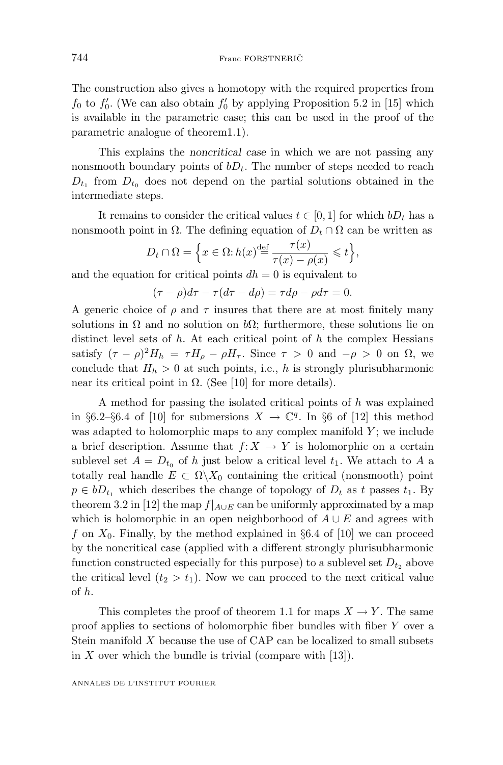The construction also gives a homotopy with the required properties from $f_0$ to $f'_0$. (We can also obtain $f'_0$ by applying Proposition 5.2 in [15] which is available in the parametric case; this can be used in the proof of the parametric analogue of theorem1.1).

This explains the *noncritical case* in which we are not passing any nonsmooth boundary points of $bD_t$. The number of steps needed to reach $D_{t_1}$ from $D_{t_0}$ does not depend on the partial solutions obtained in the intermediate steps.

It remains to consider the critical values $t \in [0,1]$ for which $bD_t$ has a nonsmooth point in $\Omega$. The defining equation of $D_t \cap \Omega$ can be written as

$$D_t \cap \Omega = \Big\{ x \in \Omega \colon h(x) \stackrel{\mathrm{def}}{=} \frac{\tau(x)}{\tau(x) - \rho(x)} \leqslant t \Big\},$$

and the equation for critical points $dh = 0$ is equivalent to

$$(\tau - \rho) d\tau - \tau(d\tau - d\rho) = \tau d\rho - \rho d\tau = 0.$$

A generic choice of $\rho$ and $\tau$ insures that there are at most finitely many solutions in $\Omega$ and no solution on $b\Omega$; furthermore, these solutions lie on distinct level sets of $h$. At each critical point of $h$ the complex Hessians satisfy $(\tau - \rho)^2 H_h = \tau H_\rho - \rho H_\tau$. Since $\tau > 0$ and $-\rho > 0$ on $\Omega$, we conclude that $H_h > 0$ at such points, i.e., $h$ is strongly plurisubharmonic near its critical point in $\Omega$. (See [10] for more details).

A method for passing the isolated critical points of $h$ was explained in §6.2–§6.4 of [10] for submersions $X \to \mathbb{C}^q$. In §6 of [12] this method was adapted to holomorphic maps to any complex manifold $Y$; we include a brief description. Assume that $f \colon X \to Y$ is holomorphic on a certain sublevel set $A = D_{t_0}$ of $h$ just below a critical level $t_1$. We attach to $A$ a totally real handle $E \subset \Omega \backslash X_0$ containing the critical (nonsmooth) point $p \in bD_{t_1}$ which describes the change of topology of $D_t$ as $t$ passes $t_1$. By theorem 3.2 in [12] the map $f|_{A \cup E}$ can be uniformly approximated by a map which is holomorphic in an open neighborhood of $A \cup E$ and agrees with $f$ on $X_0$. Finally, by the method explained in §6.4 of [10] we can proceed by the noncritical case (applied with a different strongly plurisubharmonic function constructed especially for this purpose) to a sublevel set $D_{t_2}$ above the critical level ($t_2 > t_1$). Now we can proceed to the next critical value of $h$.

This completes the proof of theorem 1.1 for maps $X \to Y$. The same proof applies to sections of holomorphic fiber bundles with fiber $Y$ over a Stein manifold $X$ because the use of CAP can be localized to small subsets in $X$ over which the bundle is trivial (compare with [13]).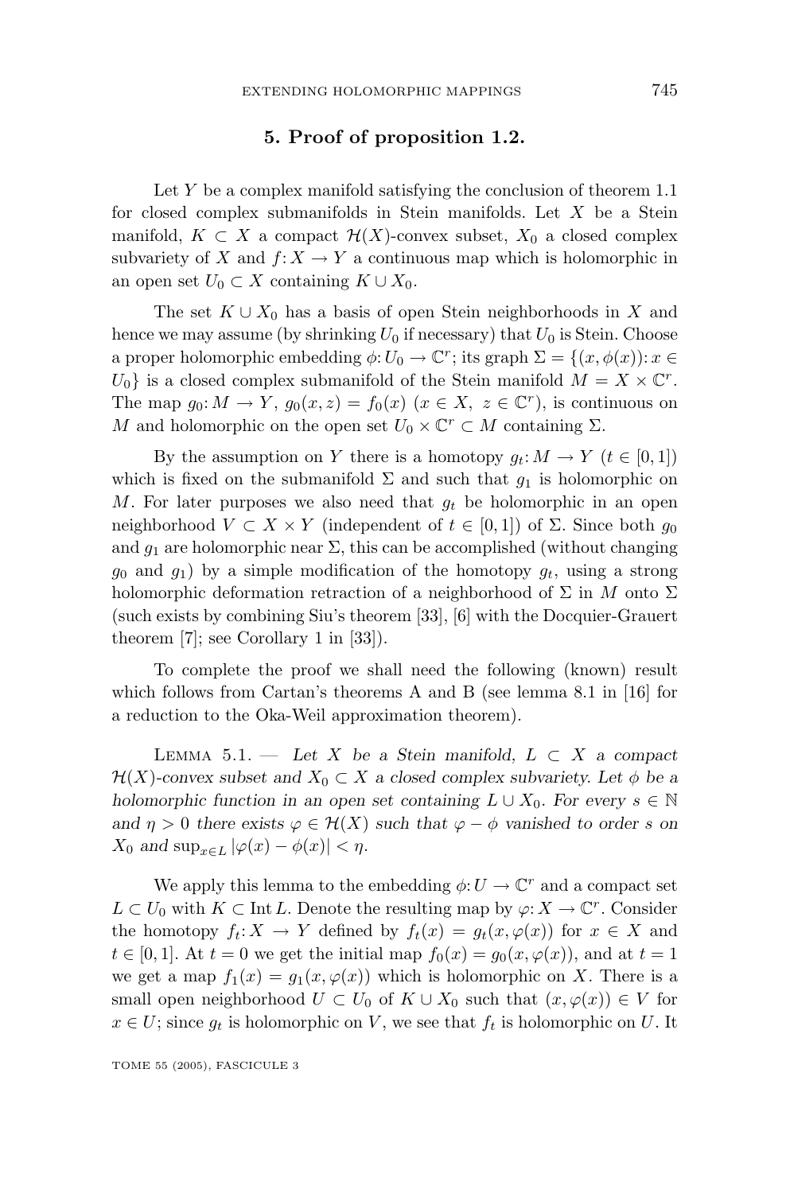## 5. Proof of proposition 1.2.

Let $Y$ be a complex manifold satisfying the conclusion of theorem 1.1 for closed complex submanifolds in Stein manifolds. Let $X$ be a Stein manifold, $K \subset X$ a compact $\mathcal{H}(X)$-convex subset, $X_0$ a closed complex subvariety of $X$ and $f\colon X \to Y$ a continuous map which is holomorphic in an open set $U_0 \subset X$ containing $K \cup X_0$.

The set $K \cup X_0$ has a basis of open Stein neighborhoods in $X$ and hence we may assume (by shrinking $U_0$ if necessary) that $U_0$ is Stein. Choose a proper holomorphic embedding $\phi\colon U_0 \to \mathbb{C}^r$; its graph $\Sigma = \{(x, \phi(x)) \colon x \in U_0\}$ is a closed complex submanifold of the Stein manifold $M = X \times \mathbb{C}^r$. The map $g_0\colon M \to Y$, $g_0(x,z) = f_0(x)$ ($x \in X$, $z \in \mathbb{C}^r$), is continuous on $M$ and holomorphic on the open set $U_0 \times \mathbb{C}^r \subset M$ containing $\Sigma$.

By the assumption on $Y$ there is a homotopy $g_t\colon M \to Y$ ($t \in [0,1]$) which is fixed on the submanifold $\Sigma$ and such that $g_1$ is holomorphic on $M$. For later purposes we also need that $g_t$ be holomorphic in an open neighborhood $V \subset X \times Y$ (independent of $t \in [0,1]$) of $\Sigma$. Since both $g_0$ and $g_1$ are holomorphic near $\Sigma$, this can be accomplished (without changing $g_0$ and $g_1$) by a simple modification of the homotopy $g_t$, using a strong holomorphic deformation retraction of a neighborhood of $\Sigma$ in $M$ onto $\Sigma$ (such exists by combining Siu's theorem [33], [6] with the Docquier-Grauert theorem [7]; see Corollary 1 in [33]).

To complete the proof we shall need the following (known) result which follows from Cartan's theorems A and B (see lemma 8.1 in [16] for a reduction to the Oka-Weil approximation theorem).

Lemma 5.1. — *Let $X$ be a Stein manifold, $L \subset X$ a compact $\mathcal{H}(X)$-convex subset and $X_0 \subset X$ a closed complex subvariety. Let $\phi$ be a holomorphic function in an open set containing $L \cup X_0$. For every $s \in \mathbb{N}$ and $\eta > 0$ there exists $\varphi \in \mathcal{H}(X)$ such that $\varphi - \phi$ vanished to order $s$ on $X_0$ and $\sup_{x \in L} |\varphi(x) - \phi(x)| < \eta$.*

We apply this lemma to the embedding $\phi\colon U \to \mathbb{C}^r$ and a compact set $L \subset U_0$ with $K \subset \operatorname{Int} L$. Denote the resulting map by $\varphi\colon X \to \mathbb{C}^r$. Consider the homotopy $f_t\colon X \to Y$ defined by $f_t(x) = g_t(x, \varphi(x))$ for $x \in X$ and $t \in [0,1]$. At $t = 0$ we get the initial map $f_0(x) = g_0(x, \varphi(x))$, and at $t = 1$ we get a map $f_1(x) = g_1(x, \varphi(x))$ which is holomorphic on $X$. There is a small open neighborhood $U \subset U_0$ of $K \cup X_0$ such that $(x, \varphi(x)) \in V$ for $x \in U$; since $g_t$ is holomorphic on $V$, we see that $f_t$ is holomorphic on $U$. It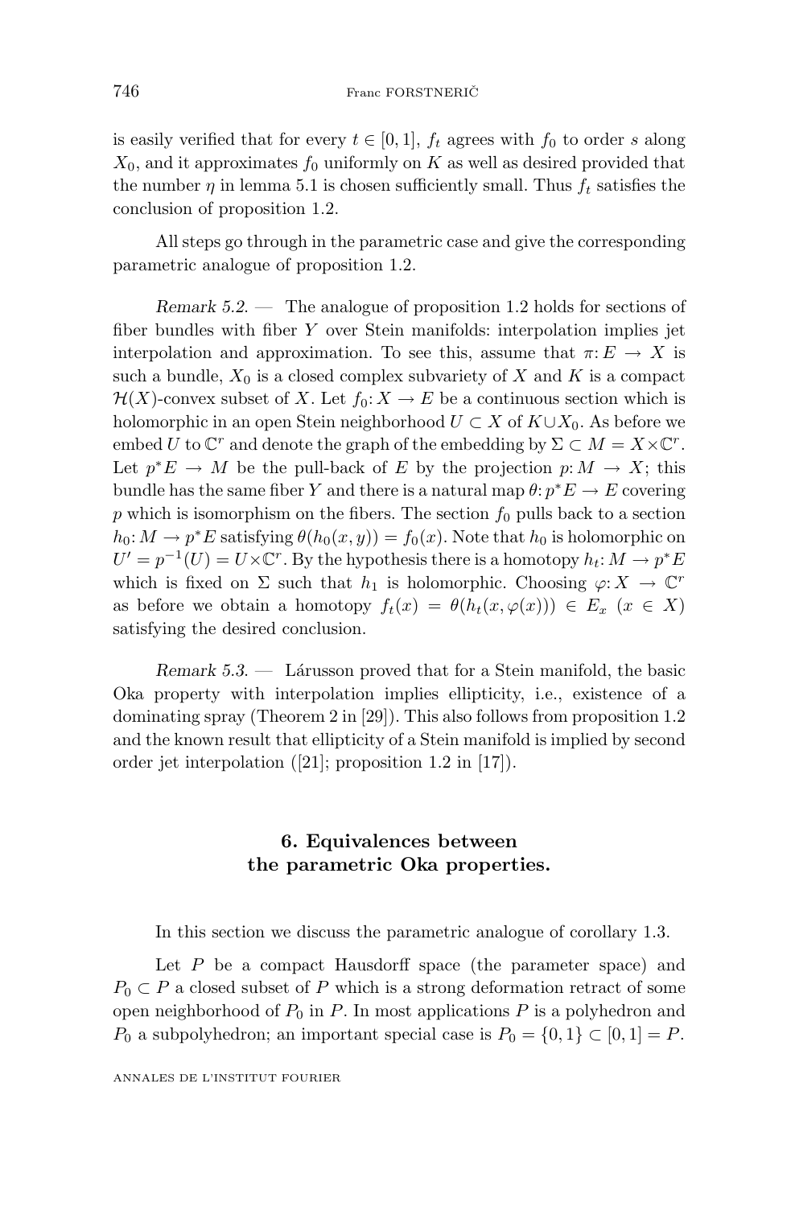is easily verified that for every $t \in [0,1]$, $f_t$ agrees with $f_0$ to order $s$ along $X_0$, and it approximates $f_0$ uniformly on $K$ as well as desired provided that the number $\eta$ in lemma 5.1 is chosen sufficiently small. Thus $f_t$ satisfies the conclusion of proposition 1.2.

All steps go through in the parametric case and give the corresponding parametric analogue of proposition 1.2.

*Remark 5.2.* — The analogue of proposition 1.2 holds for sections of fiber bundles with fiber $Y$ over Stein manifolds: interpolation implies jet interpolation and approximation. To see this, assume that $\pi : E \to X$ is such a bundle, $X_0$ is a closed complex subvariety of $X$ and $K$ is a compact $\mathcal{H}(X)$-convex subset of $X$. Let $f_0 : X \to E$ be a continuous section which is holomorphic in an open Stein neighborhood $U \subset X$ of $K \cup X_0$. As before we embed $U$ to $\mathbb{C}^r$ and denote the graph of the embedding by $\Sigma \subset M = X \times \mathbb{C}^r$. Let $p^*E \to M$ be the pull-back of $E$ by the projection $p : M \to X$; this bundle has the same fiber $Y$ and there is a natural map $\theta : p^*E \to E$ covering $p$ which is isomorphism on the fibers. The section $f_0$ pulls back to a section $h_0 : M \to p^*E$ satisfying $\theta(h_0(x,y)) = f_0(x)$. Note that $h_0$ is holomorphic on $U' = p^{-1}(U) = U \times \mathbb{C}^r$. By the hypothesis there is a homotopy $h_t : M \to p^*E$ which is fixed on $\Sigma$ such that $h_1$ is holomorphic. Choosing $\varphi : X \to \mathbb{C}^r$ as before we obtain a homotopy $f_t(x) = \theta(h_t(x, \varphi(x))) \in E_x$ $(x \in X)$ satisfying the desired conclusion.

*Remark 5.3.* — Lárusson proved that for a Stein manifold, the basic Oka property with interpolation implies ellipticity, i.e., existence of a dominating spray (Theorem 2 in [29]). This also follows from proposition 1.2 and the known result that ellipticity of a Stein manifold is implied by second order jet interpolation ([21]; proposition 1.2 in [17]).

## 6. Equivalences between the parametric Oka properties.

In this section we discuss the parametric analogue of corollary 1.3.

Let $P$ be a compact Hausdorff space (the parameter space) and $P_0 \subset P$ a closed subset of $P$ which is a strong deformation retract of some open neighborhood of $P_0$ in $P$. In most applications $P$ is a polyhedron and $P_0$ a subpolyhedron; an important special case is $P_0 = \{0,1\} \subset [0,1] = P$.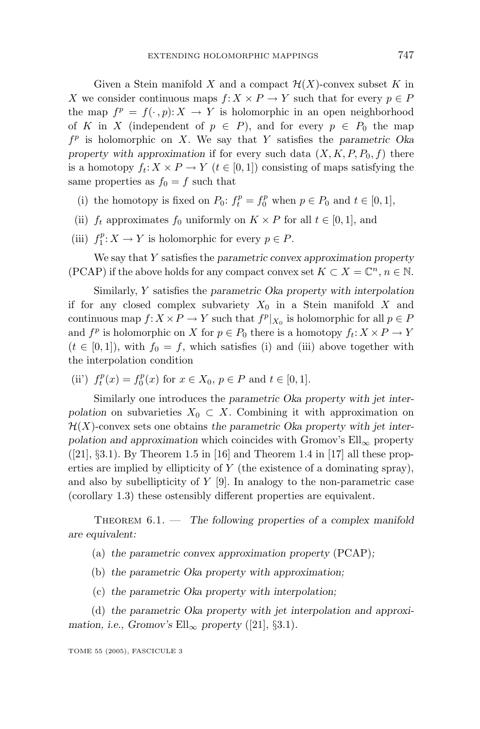Given a Stein manifold $X$ and a compact $\mathcal{H}(X)$-convex subset $K$ in $X$ we consider continuous maps $f: X \times P \to Y$ such that for every $p \in P$ the map $f^p = f(\cdot, p): X \to Y$ is holomorphic in an open neighborhood of $K$ in $X$ (independent of $p \in P$), and for every $p \in P_0$ the map $f^p$ is holomorphic on $X$. We say that $Y$ satisfies the *parametric Oka property with approximation* if for every such data $(X, K, P, P_0, f)$ there is a homotopy $f_t: X \times P \to Y$ ($t \in [0,1]$) consisting of maps satisfying the same properties as $f_0 = f$ such that

(i) the homotopy is fixed on $P_0$: $f_t^p = f_0^p$ when $p \in P_0$ and $t \in [0,1]$,

(ii) $f_t$ approximates $f_0$ uniformly on $K \times P$ for all $t \in [0,1]$, and

(iii) $f_1^p: X \to Y$ is holomorphic for every $p \in P$.

We say that $Y$ satisfies the *parametric convex approximation property* (PCAP) if the above holds for any compact convex set $K \subset X = \mathbb{C}^n$, $n \in \mathbb{N}$.

Similarly, $Y$ satisfies the *parametric Oka property with interpolation* if for any closed complex subvariety $X_0$ in a Stein manifold $X$ and continuous map $f: X \times P \to Y$ such that $f^p|_{X_0}$ is holomorphic for all $p \in P$ and $f^p$ is holomorphic on $X$ for $p \in P_0$ there is a homotopy $f_t: X \times P \to Y$ ($t \in [0,1]$), with $f_0 = f$, which satisfies (i) and (iii) above together with the interpolation condition

(ii') $f_t^p(x) = f_0^p(x)$ for $x \in X_0$, $p \in P$ and $t \in [0,1]$.

Similarly one introduces the *parametric Oka property with jet interpolation* on subvarieties $X_0 \subset X$. Combining it with approximation on $\mathcal{H}(X)$-convex sets one obtains *the parametric Oka property with jet interpolation and approximation* which coincides with Gromov's $\mathrm{Ell}_\infty$ property ([21], §3.1). By Theorem 1.5 in [16] and Theorem 1.4 in [17] all these properties are implied by ellipticity of $Y$ (the existence of a dominating spray), and also by subellipticity of $Y$ [9]. In analogy to the non-parametric case (corollary 1.3) these ostensibly different properties are equivalent.

Theorem 6.1. — *The following properties of a complex manifold are equivalent:*

(a) *the parametric convex approximation property* (PCAP)*;*

(b) *the parametric Oka property with approximation;*

(c) *the parametric Oka property with interpolation;*

(d) *the parametric Oka property with jet interpolation and approximation, i.e., Gromov's* $\mathrm{Ell}_\infty$ *property* ([21], §3.1).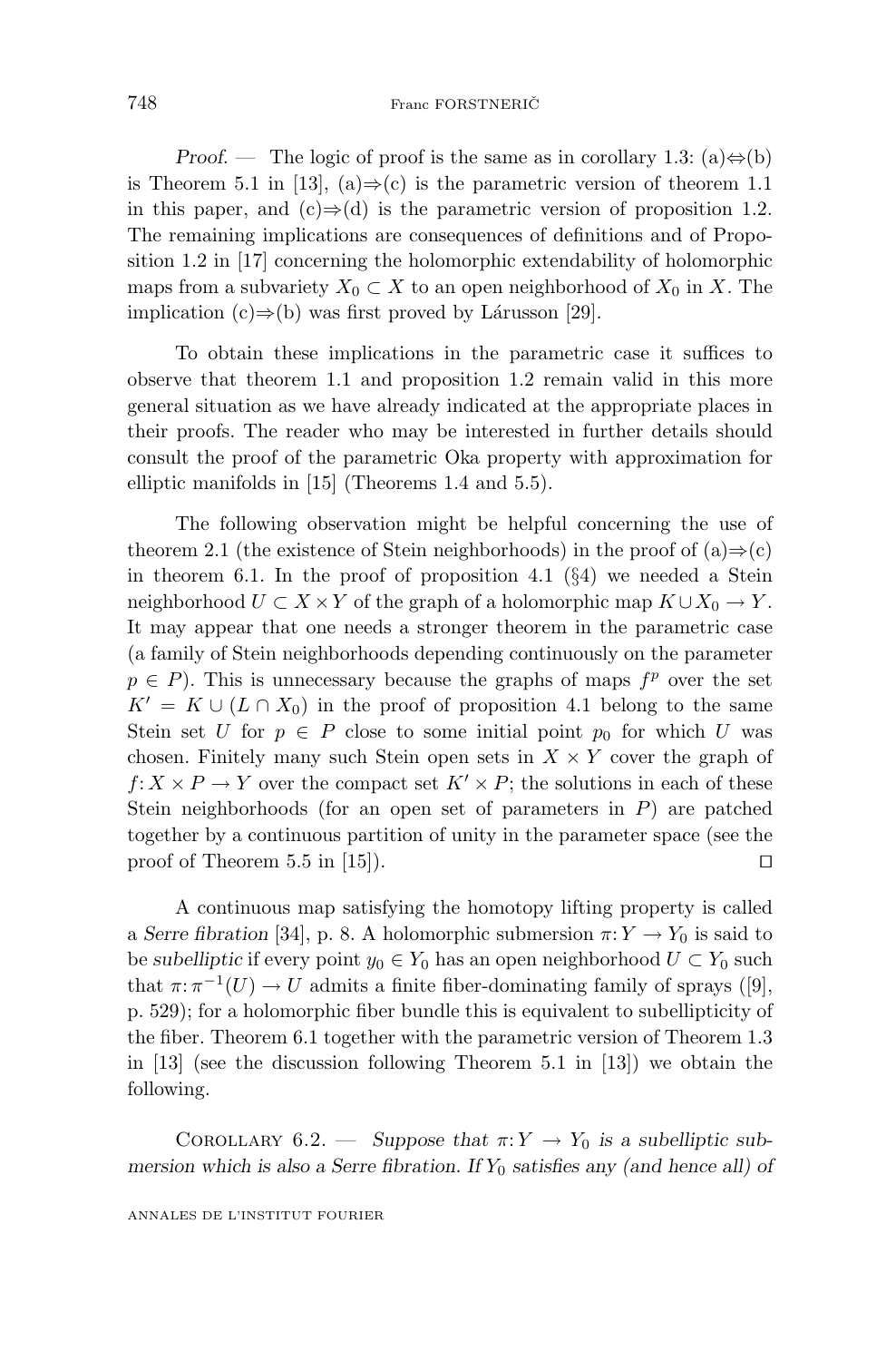*Proof*. — The logic of proof is the same as in corollary 1.3: (a)$\Leftrightarrow$(b) is Theorem 5.1 in [13], (a)$\Rightarrow$(c) is the parametric version of theorem 1.1 in this paper, and (c)$\Rightarrow$(d) is the parametric version of proposition 1.2. The remaining implications are consequences of definitions and of Proposition 1.2 in [17] concerning the holomorphic extendability of holomorphic maps from a subvariety $X_0 \subset X$ to an open neighborhood of $X_0$ in $X$. The implication (c)$\Rightarrow$(b) was first proved by Lárusson [29].

To obtain these implications in the parametric case it suffices to observe that theorem 1.1 and proposition 1.2 remain valid in this more general situation as we have already indicated at the appropriate places in their proofs. The reader who may be interested in further details should consult the proof of the parametric Oka property with approximation for elliptic manifolds in [15] (Theorems 1.4 and 5.5).

The following observation might be helpful concerning the use of theorem 2.1 (the existence of Stein neighborhoods) in the proof of (a)$\Rightarrow$(c) in theorem 6.1. In the proof of proposition 4.1 (§4) we needed a Stein neighborhood $U \subset X \times Y$ of the graph of a holomorphic map $K \cup X_0 \to Y$. It may appear that one needs a stronger theorem in the parametric case (a family of Stein neighborhoods depending continuously on the parameter $p \in P$). This is unnecessary because the graphs of maps $f^p$ over the set $K' = K \cup (L \cap X_0)$ in the proof of proposition 4.1 belong to the same Stein set $U$ for $p \in P$ close to some initial point $p_0$ for which $U$ was chosen. Finitely many such Stein open sets in $X \times Y$ cover the graph of $f \colon X \times P \to Y$ over the compact set $K' \times P$; the solutions in each of these Stein neighborhoods (for an open set of parameters in $P$) are patched together by a continuous partition of unity in the parameter space (see the proof of Theorem 5.5 in [15]). ◻

A continuous map satisfying the homotopy lifting property is called a *Serre fibration* [34], p. 8. A holomorphic submersion $\pi \colon Y \to Y_0$ is said to be *subelliptic* if every point $y_0 \in Y_0$ has an open neighborhood $U \subset Y_0$ such that $\pi \colon \pi^{-1}(U) \to U$ admits a finite fiber-dominating family of sprays ([9], p. 529); for a holomorphic fiber bundle this is equivalent to subellipticity of the fiber. Theorem 6.1 together with the parametric version of Theorem 1.3 in [13] (see the discussion following Theorem 5.1 in [13]) we obtain the following.

Corollary 6.2. — *Suppose that $\pi \colon Y \to Y_0$ is a subelliptic submersion which is also a Serre fibration. If $Y_0$ satisfies any (and hence all) of*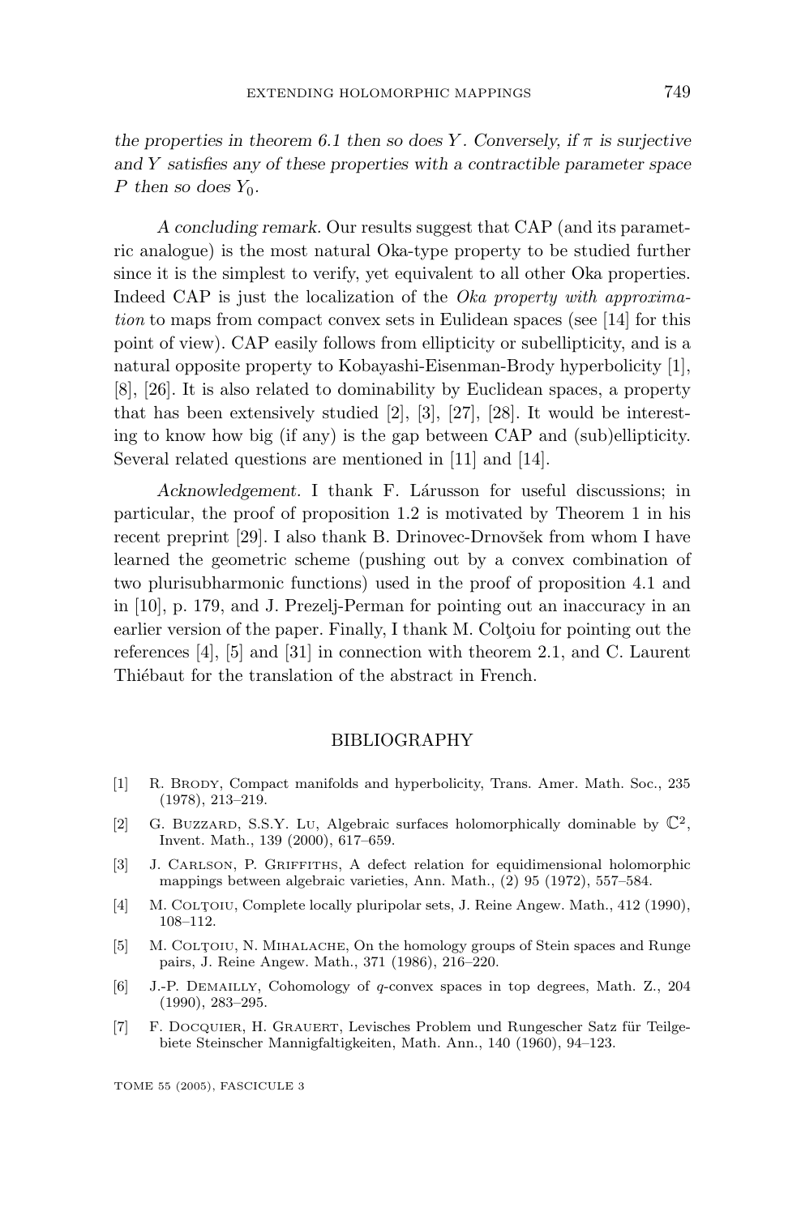*the properties in theorem 6.1 then so does $Y$. Conversely, if $\pi$ is surjective and $Y$ satisfies any of these properties with a contractible parameter space $P$ then so does $Y_0$.*

*A concluding remark.* Our results suggest that CAP (and its parametric analogue) is the most natural Oka-type property to be studied further since it is the simplest to verify, yet equivalent to all other Oka properties. Indeed CAP is just the localization of the *Oka property with approximation* to maps from compact convex sets in Eulidean spaces (see [14] for this point of view). CAP easily follows from ellipticity or subellipticity, and is a natural opposite property to Kobayashi-Eisenman-Brody hyperbolicity [1], [8], [26]. It is also related to dominability by Euclidean spaces, a property that has been extensively studied [2], [3], [27], [28]. It would be interesting to know how big (if any) is the gap between CAP and (sub)ellipticity. Several related questions are mentioned in [11] and [14].

*Acknowledgement.* I thank F. Lárusson for useful discussions; in particular, the proof of proposition 1.2 is motivated by Theorem 1 in his recent preprint [29]. I also thank B. Drinovec-Drnovšek from whom I have learned the geometric scheme (pushing out by a convex combination of two plurisubharmonic functions) used in the proof of proposition 4.1 and in [10], p. 179, and J. Prezelj-Perman for pointing out an inaccuracy in an earlier version of the paper. Finally, I thank M. Colţoiu for pointing out the references [4], [5] and [31] in connection with theorem 2.1, and C. Laurent Thiébaut for the translation of the abstract in French.

## BIBLIOGRAPHY

[1] R. Brody, Compact manifolds and hyperbolicity, Trans. Amer. Math. Soc., 235 (1978), 213–219.

[2] G. Buzzard, S.S.Y. Lu, Algebraic surfaces holomorphically dominable by $\mathbb{C}^2$, Invent. Math., 139 (2000), 617–659.

[3] J. Carlson, P. Griffiths, A defect relation for equidimensional holomorphic mappings between algebraic varieties, Ann. Math., (2) 95 (1972), 557–584.

[4] M. Colţoiu, Complete locally pluripolar sets, J. Reine Angew. Math., 412 (1990), 108–112.

[5] M. Colţoiu, N. Mihalache, On the homology groups of Stein spaces and Runge pairs, J. Reine Angew. Math., 371 (1986), 216–220.

[6] J.-P. Demailly, Cohomology of $q$-convex spaces in top degrees, Math. Z., 204 (1990), 283–295.

[7] F. Docquier, H. Grauert, Levisches Problem und Rungescher Satz für Teilgebiete Steinscher Mannigfaltigkeiten, Math. Ann., 140 (1960), 94–123.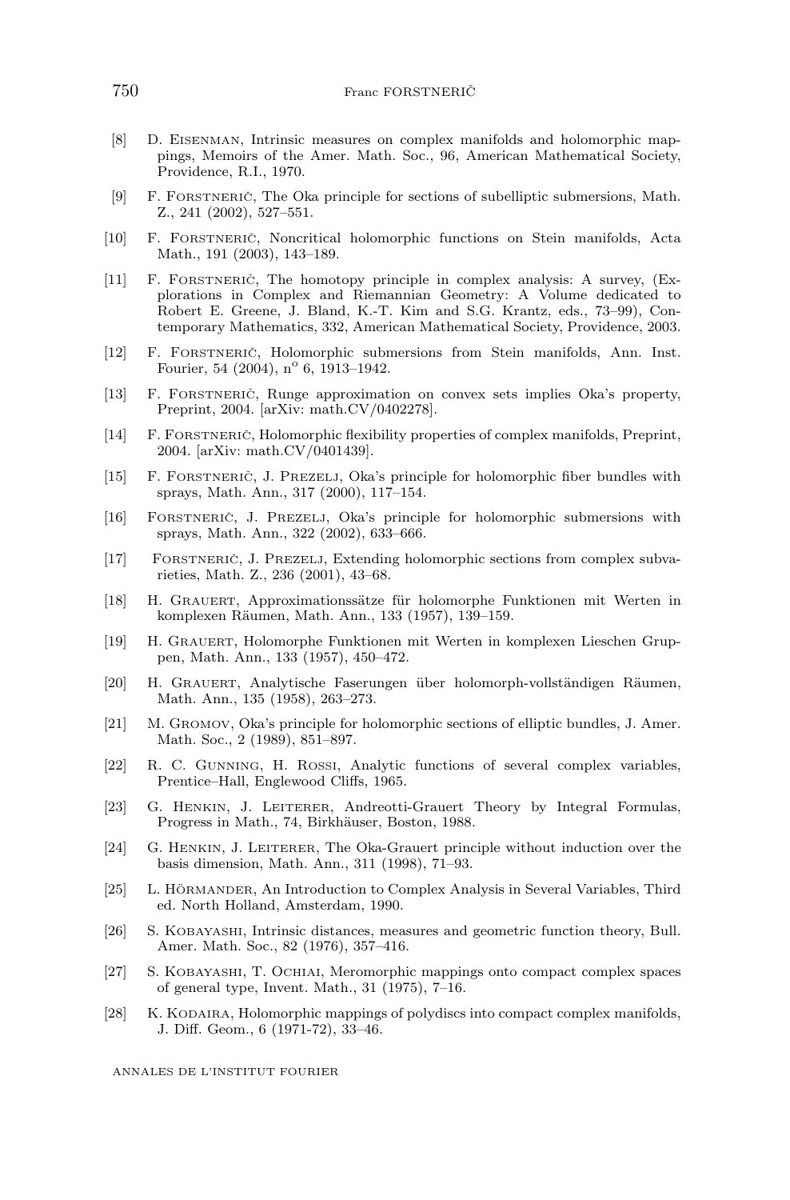[8] D. Eisenman, Intrinsic measures on complex manifolds and holomorphic mappings, Memoirs of the Amer. Math. Soc., 96, American Mathematical Society, Providence, R.I., 1970.

[9] F. Forstnerič, The Oka principle for sections of subelliptic submersions, Math. Z., 241 (2002), 527–551.

[10] F. Forstnerič, Noncritical holomorphic functions on Stein manifolds, Acta Math., 191 (2003), 143–189.

[11] F. Forstnerič, The homotopy principle in complex analysis: A survey, (Explorations in Complex and Riemannian Geometry: A Volume dedicated to Robert E. Greene, J. Bland, K.-T. Kim and S.G. Krantz, eds., 73–99), Contemporary Mathematics, 332, American Mathematical Society, Providence, 2003.

[12] F. Forstnerič, Holomorphic submersions from Stein manifolds, Ann. Inst. Fourier, 54 (2004), n° 6, 1913–1942.

[13] F. Forstnerič, Runge approximation on convex sets implies Oka's property, Preprint, 2004. [arXiv: math.CV/0402278].

[14] F. Forstnerič, Holomorphic flexibility properties of complex manifolds, Preprint, 2004. [arXiv: math.CV/0401439].

[15] F. Forstnerič, J. Prezelj, Oka's principle for holomorphic fiber bundles with sprays, Math. Ann., 317 (2000), 117–154.

[16] Forstnerič, J. Prezelj, Oka's principle for holomorphic submersions with sprays, Math. Ann., 322 (2002), 633–666.

[17] Forstnerič, J. Prezelj, Extending holomorphic sections from complex subvarieties, Math. Z., 236 (2001), 43–68.

[18] H. Grauert, Approximationssätze für holomorphe Funktionen mit Werten in komplexen Räumen, Math. Ann., 133 (1957), 139–159.

[19] H. Grauert, Holomorphe Funktionen mit Werten in komplexen Lieschen Gruppen, Math. Ann., 133 (1957), 450–472.

[20] H. Grauert, Analytische Faserungen über holomorph-vollständigen Räumen, Math. Ann., 135 (1958), 263–273.

[21] M. Gromov, Oka's principle for holomorphic sections of elliptic bundles, J. Amer. Math. Soc., 2 (1989), 851–897.

[22] R. C. Gunning, H. Rossi, Analytic functions of several complex variables, Prentice–Hall, Englewood Cliffs, 1965.

[23] G. Henkin, J. Leiterer, Andreotti-Grauert Theory by Integral Formulas, Progress in Math., 74, Birkhäuser, Boston, 1988.

[24] G. Henkin, J. Leiterer, The Oka-Grauert principle without induction over the basis dimension, Math. Ann., 311 (1998), 71–93.

[25] L. Hörmander, An Introduction to Complex Analysis in Several Variables, Third ed. North Holland, Amsterdam, 1990.

[26] S. Kobayashi, Intrinsic distances, measures and geometric function theory, Bull. Amer. Math. Soc., 82 (1976), 357–416.

[27] S. Kobayashi, T. Ochiai, Meromorphic mappings onto compact complex spaces of general type, Invent. Math., 31 (1975), 7–16.

[28] K. Kodaira, Holomorphic mappings of polydiscs into compact complex manifolds, J. Diff. Geom., 6 (1971-72), 33–46.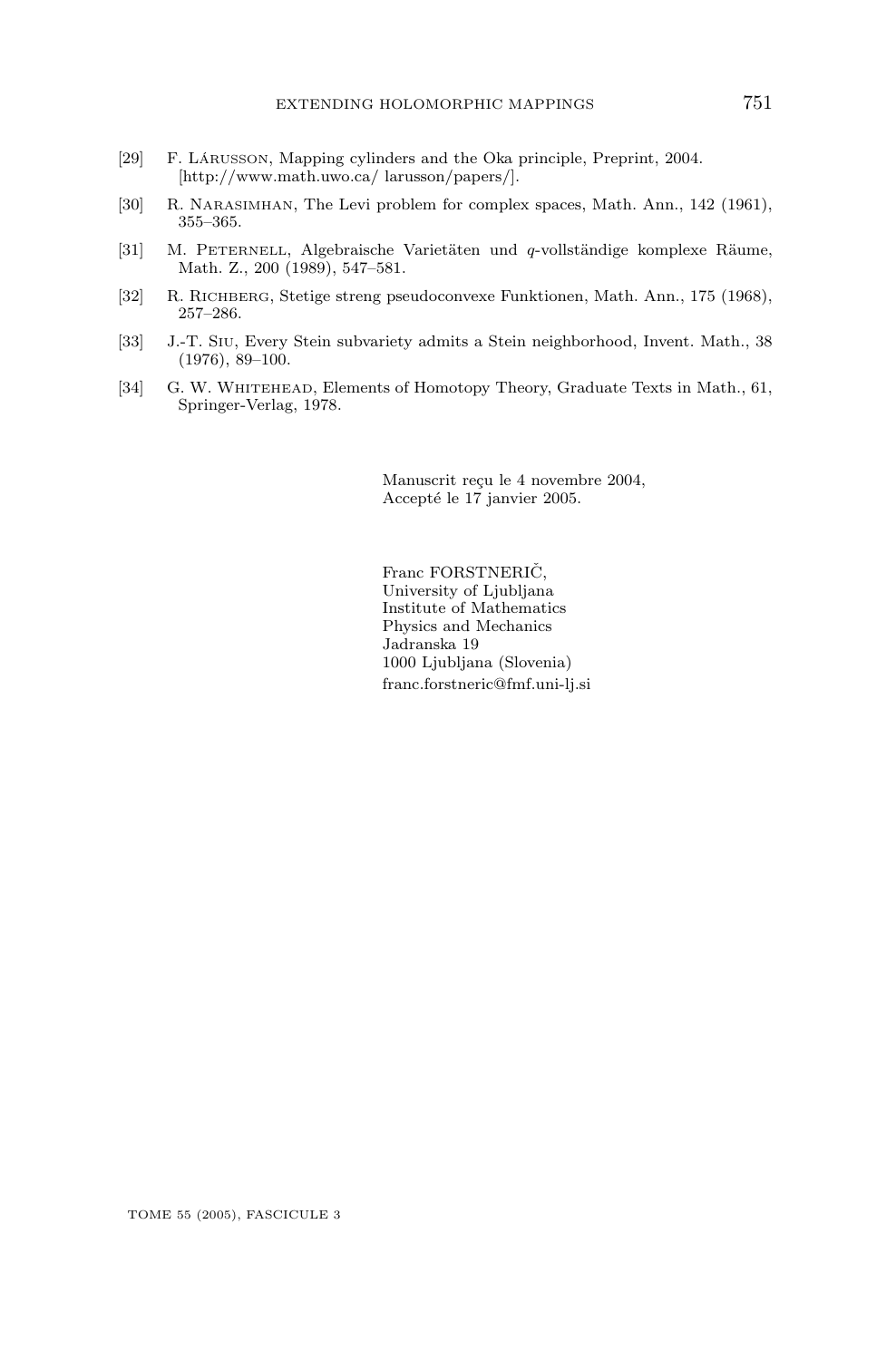[29] F. Lárusson, Mapping cylinders and the Oka principle, Preprint, 2004. [http://www.math.uwo.ca/ larusson/papers/].

[30] R. Narasimhan, The Levi problem for complex spaces, Math. Ann., 142 (1961), 355–365.

[31] M. Peternell, Algebraische Varietäten und $q$-vollständige komplexe Räume, Math. Z., 200 (1989), 547–581.

[32] R. Richberg, Stetige streng pseudoconvexe Funktionen, Math. Ann., 175 (1968), 257–286.

[33] J.-T. Siu, Every Stein subvariety admits a Stein neighborhood, Invent. Math., 38 (1976), 89–100.

[34] G. W. Whitehead, Elements of Homotopy Theory, Graduate Texts in Math., 61, Springer-Verlag, 1978.

Manuscrit reçu le 4 novembre 2004,
Accepté le 17 janvier 2005.

Franc FORSTNERIČ,
University of Ljubljana
Institute of Mathematics
Physics and Mechanics
Jadranska 19
1000 Ljubljana (Slovenia)
franc.forstneric@fmf.uni-lj.si